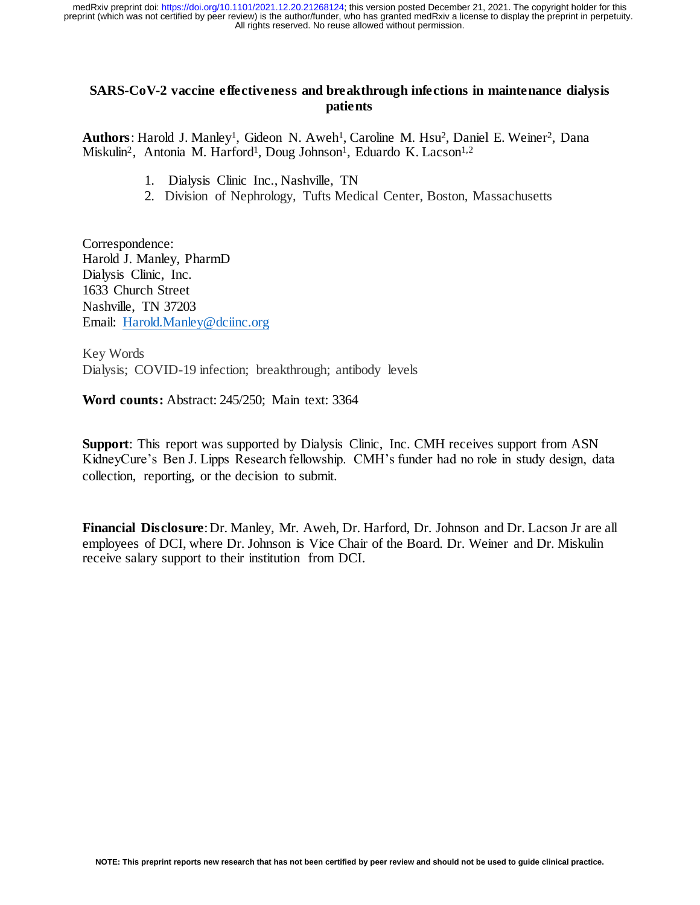# SARS-CoV-2 vaccine effectiveness and breakthrough infections in maintenance dialysis patients

**Authors**: Harold J. Manley[1], Gideon N. Aweh[1], Caroline M. Hsu[2], Daniel E. Weiner[2], Dana Miskulin[2], Antonia M. Harford[1], Doug Johnson[1], Eduardo K. Lacson[1,2]

1. Dialysis Clinic Inc., Nashville, TN
2. Division of Nephrology, Tufts Medical Center, Boston, Massachusetts

Correspondence:
Harold J. Manley, PharmD
Dialysis Clinic, Inc.
1633 Church Street
Nashville, TN 37203
Email: Harold.Manley@dciinc.org

Key Words
Dialysis; COVID-19 infection; breakthrough; antibody levels

**Word counts:** Abstract: 245/250; Main text: 3364

**Support**: This report was supported by Dialysis Clinic, Inc. CMH receives support from ASN KidneyCure's Ben J. Lipps Research fellowship. CMH's funder had no role in study design, data collection, reporting, or the decision to submit.

**Financial Disclosure**: Dr. Manley, Mr. Aweh, Dr. Harford, Dr. Johnson and Dr. Lacson Jr are all employees of DCI, where Dr. Johnson is Vice Chair of the Board. Dr. Weiner and Dr. Miskulin receive salary support to their institution from DCI.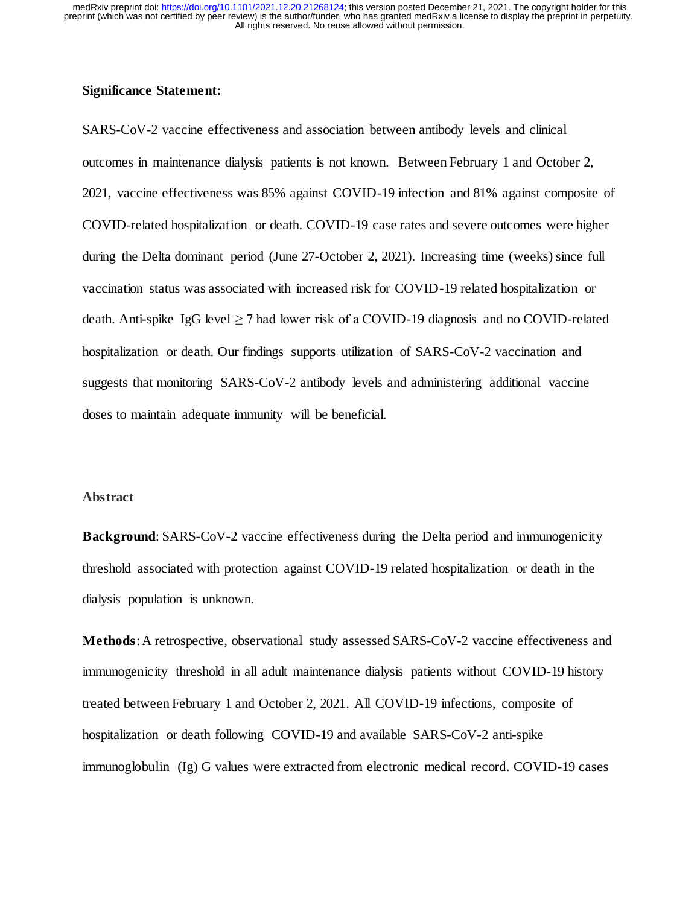**Significance Statement:**

SARS-CoV-2 vaccine effectiveness and association between antibody levels and clinical outcomes in maintenance dialysis patients is not known. Between February 1 and October 2, 2021, vaccine effectiveness was 85% against COVID-19 infection and 81% against composite of COVID-related hospitalization or death. COVID-19 case rates and severe outcomes were higher during the Delta dominant period (June 27-October 2, 2021). Increasing time (weeks) since full vaccination status was associated with increased risk for COVID-19 related hospitalization or death. Anti-spike IgG level $\geq 7$ had lower risk of a COVID-19 diagnosis and no COVID-related hospitalization or death. Our findings supports utilization of SARS-CoV-2 vaccination and suggests that monitoring SARS-CoV-2 antibody levels and administering additional vaccine doses to maintain adequate immunity will be beneficial.

## Abstract

**Background**: SARS-CoV-2 vaccine effectiveness during the Delta period and immunogenicity threshold associated with protection against COVID-19 related hospitalization or death in the dialysis population is unknown.

**Methods**: A retrospective, observational study assessed SARS-CoV-2 vaccine effectiveness and immunogenicity threshold in all adult maintenance dialysis patients without COVID-19 history treated between February 1 and October 2, 2021. All COVID-19 infections, composite of hospitalization or death following COVID-19 and available SARS-CoV-2 anti-spike immunoglobulin (Ig) G values were extracted from electronic medical record. COVID-19 cases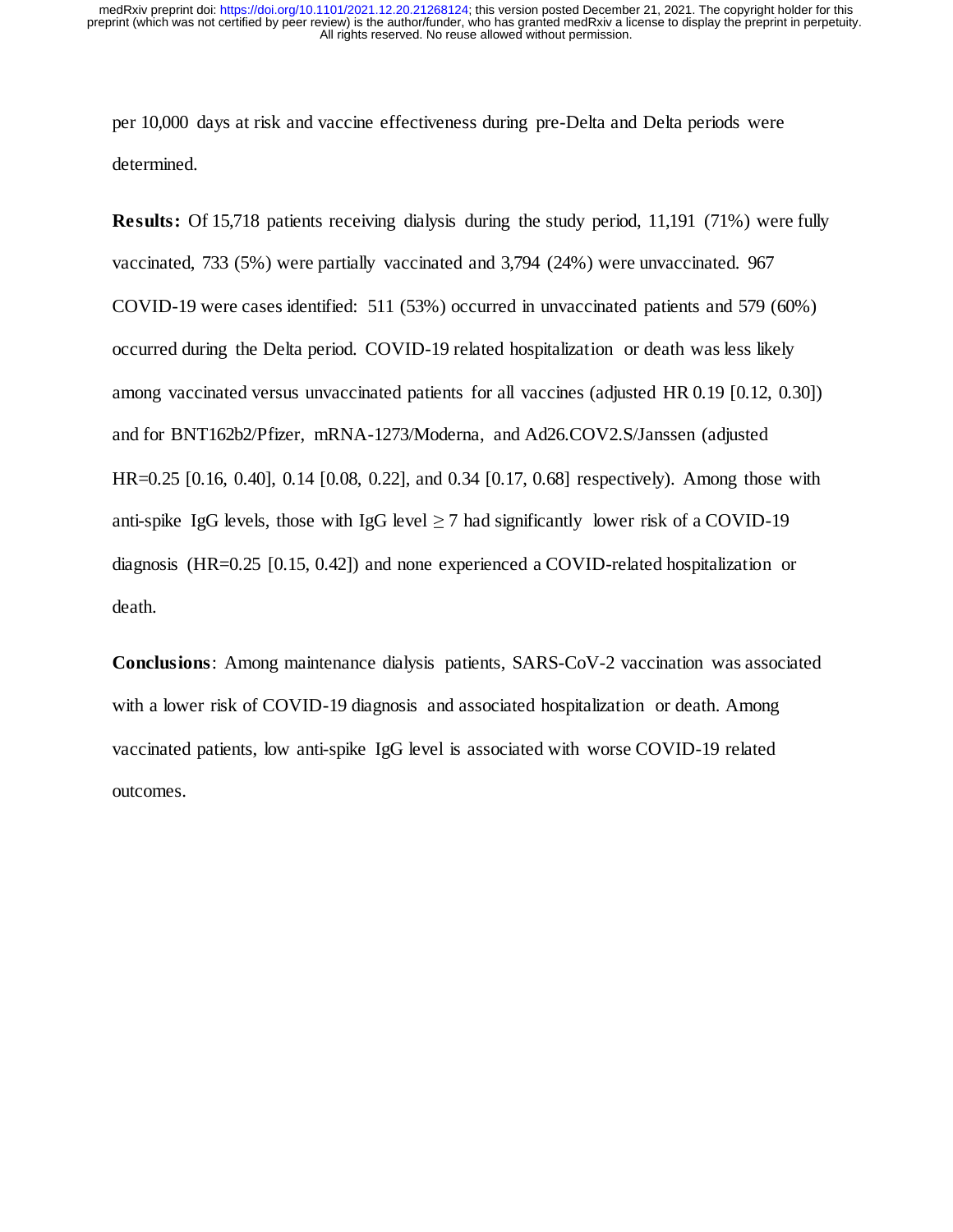per 10,000 days at risk and vaccine effectiveness during pre-Delta and Delta periods were determined.

**Results:** Of 15,718 patients receiving dialysis during the study period, 11,191 (71%) were fully vaccinated, 733 (5%) were partially vaccinated and 3,794 (24%) were unvaccinated. 967 COVID-19 were cases identified: 511 (53%) occurred in unvaccinated patients and 579 (60%) occurred during the Delta period. COVID-19 related hospitalization or death was less likely among vaccinated versus unvaccinated patients for all vaccines (adjusted HR 0.19 [0.12, 0.30]) and for BNT162b2/Pfizer, mRNA-1273/Moderna, and Ad26.COV2.S/Janssen (adjusted HR=0.25 [0.16, 0.40], 0.14 [0.08, 0.22], and 0.34 [0.17, 0.68] respectively). Among those with anti-spike IgG levels, those with IgG level $\geq 7$ had significantly lower risk of a COVID-19 diagnosis (HR=0.25 [0.15, 0.42]) and none experienced a COVID-related hospitalization or death.

**Conclusions**: Among maintenance dialysis patients, SARS-CoV-2 vaccination was associated with a lower risk of COVID-19 diagnosis and associated hospitalization or death. Among vaccinated patients, low anti-spike IgG level is associated with worse COVID-19 related outcomes.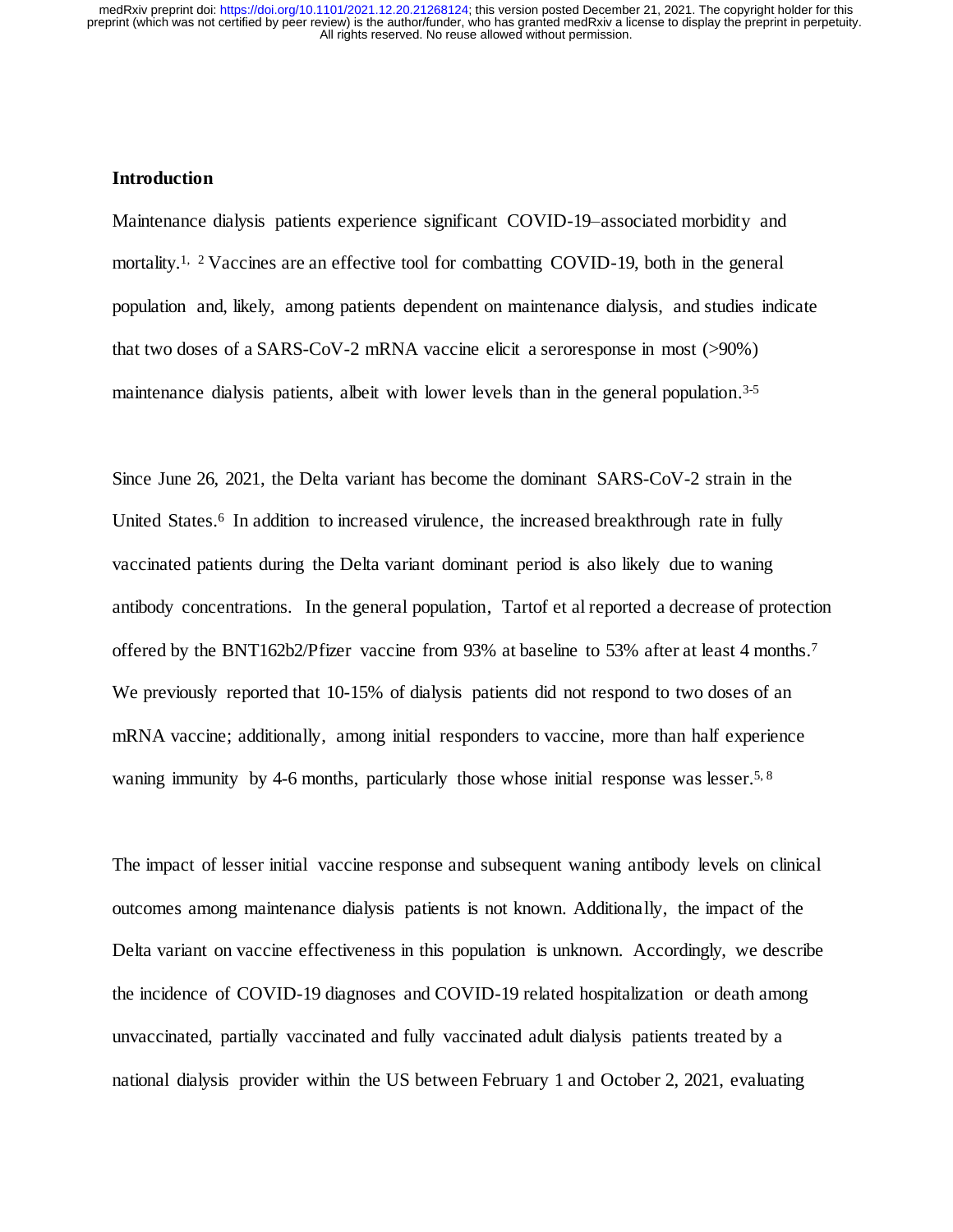## Introduction

Maintenance dialysis patients experience significant COVID-19–associated morbidity and mortality.[1, 2] Vaccines are an effective tool for combatting COVID-19, both in the general population and, likely, among patients dependent on maintenance dialysis, and studies indicate that two doses of a SARS-CoV-2 mRNA vaccine elicit a seroresponse in most (>90%) maintenance dialysis patients, albeit with lower levels than in the general population.[3-5]

Since June 26, 2021, the Delta variant has become the dominant SARS-CoV-2 strain in the United States.[6] In addition to increased virulence, the increased breakthrough rate in fully vaccinated patients during the Delta variant dominant period is also likely due to waning antibody concentrations. In the general population, Tartof et al reported a decrease of protection offered by the BNT162b2/Pfizer vaccine from 93% at baseline to 53% after at least 4 months.[7] We previously reported that 10-15% of dialysis patients did not respond to two doses of an mRNA vaccine; additionally, among initial responders to vaccine, more than half experience waning immunity by 4-6 months, particularly those whose initial response was lesser.[5, 8]

The impact of lesser initial vaccine response and subsequent waning antibody levels on clinical outcomes among maintenance dialysis patients is not known. Additionally, the impact of the Delta variant on vaccine effectiveness in this population is unknown. Accordingly, we describe the incidence of COVID-19 diagnoses and COVID-19 related hospitalization or death among unvaccinated, partially vaccinated and fully vaccinated adult dialysis patients treated by a national dialysis provider within the US between February 1 and October 2, 2021, evaluating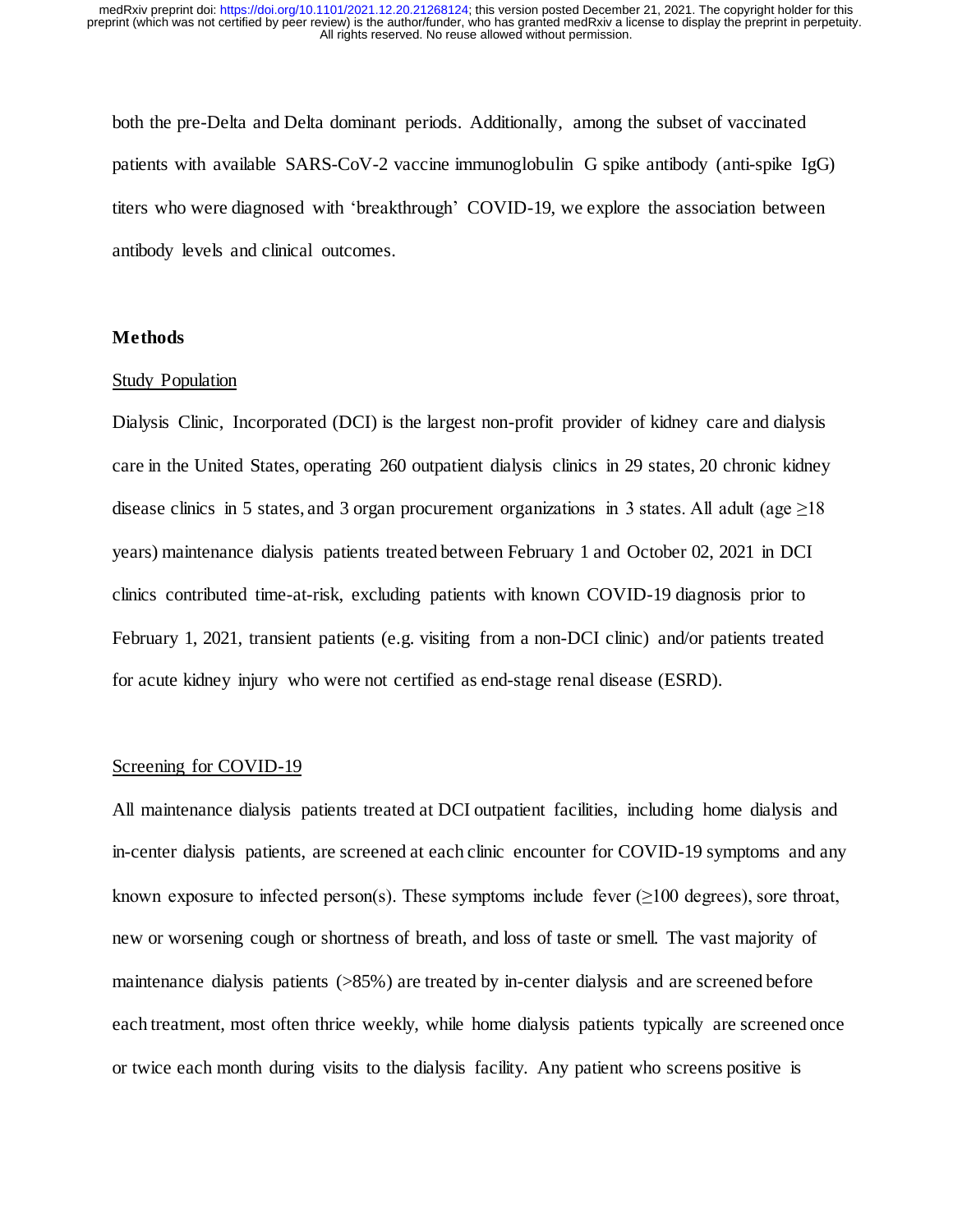both the pre-Delta and Delta dominant periods. Additionally, among the subset of vaccinated patients with available SARS-CoV-2 vaccine immunoglobulin G spike antibody (anti-spike IgG) titers who were diagnosed with 'breakthrough' COVID-19, we explore the association between antibody levels and clinical outcomes.

## Methods

### Study Population

Dialysis Clinic, Incorporated (DCI) is the largest non-profit provider of kidney care and dialysis care in the United States, operating 260 outpatient dialysis clinics in 29 states, 20 chronic kidney disease clinics in 5 states, and 3 organ procurement organizations in 3 states. All adult (age ≥18 years) maintenance dialysis patients treated between February 1 and October 02, 2021 in DCI clinics contributed time-at-risk, excluding patients with known COVID-19 diagnosis prior to February 1, 2021, transient patients (e.g. visiting from a non-DCI clinic) and/or patients treated for acute kidney injury who were not certified as end-stage renal disease (ESRD).

### Screening for COVID-19

All maintenance dialysis patients treated at DCI outpatient facilities, including home dialysis and in-center dialysis patients, are screened at each clinic encounter for COVID-19 symptoms and any known exposure to infected person(s). These symptoms include fever (≥100 degrees), sore throat, new or worsening cough or shortness of breath, and loss of taste or smell. The vast majority of maintenance dialysis patients (>85%) are treated by in-center dialysis and are screened before each treatment, most often thrice weekly, while home dialysis patients typically are screened once or twice each month during visits to the dialysis facility. Any patient who screens positive is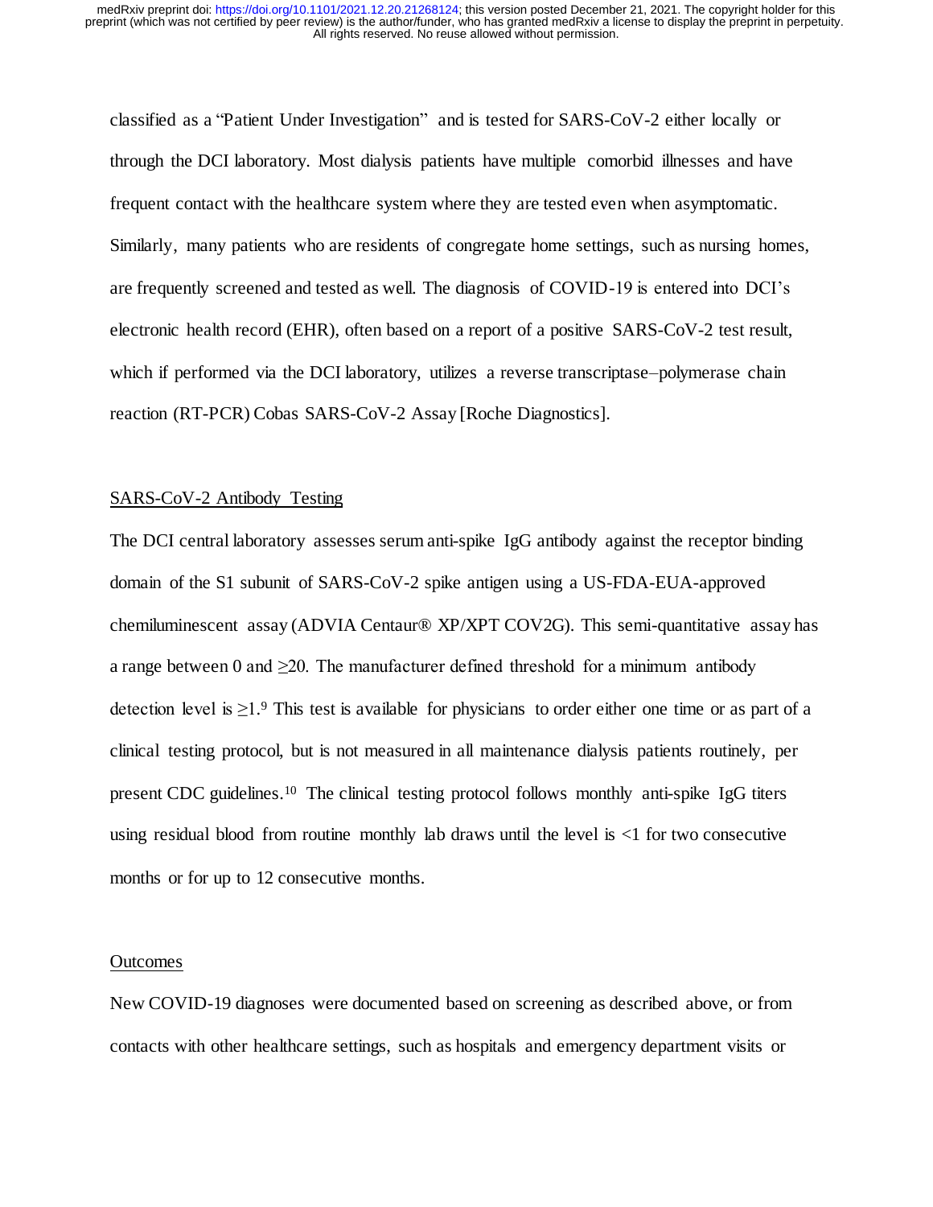classified as a "Patient Under Investigation" and is tested for SARS-CoV-2 either locally or through the DCI laboratory. Most dialysis patients have multiple comorbid illnesses and have frequent contact with the healthcare system where they are tested even when asymptomatic. Similarly, many patients who are residents of congregate home settings, such as nursing homes, are frequently screened and tested as well. The diagnosis of COVID-19 is entered into DCI's electronic health record (EHR), often based on a report of a positive SARS-CoV-2 test result, which if performed via the DCI laboratory, utilizes a reverse transcriptase–polymerase chain reaction (RT-PCR) Cobas SARS-CoV-2 Assay [Roche Diagnostics].

## SARS-CoV-2 Antibody Testing

The DCI central laboratory assesses serum anti-spike IgG antibody against the receptor binding domain of the S1 subunit of SARS-CoV-2 spike antigen using a US-FDA-EUA-approved chemiluminescent assay (ADVIA Centaur® XP/XPT COV2G). This semi-quantitative assay has a range between 0 and ≥20. The manufacturer defined threshold for a minimum antibody detection level is ≥1.[9] This test is available for physicians to order either one time or as part of a clinical testing protocol, but is not measured in all maintenance dialysis patients routinely, per present CDC guidelines.[10] The clinical testing protocol follows monthly anti-spike IgG titers using residual blood from routine monthly lab draws until the level is <1 for two consecutive months or for up to 12 consecutive months.

## Outcomes

New COVID-19 diagnoses were documented based on screening as described above, or from contacts with other healthcare settings, such as hospitals and emergency department visits or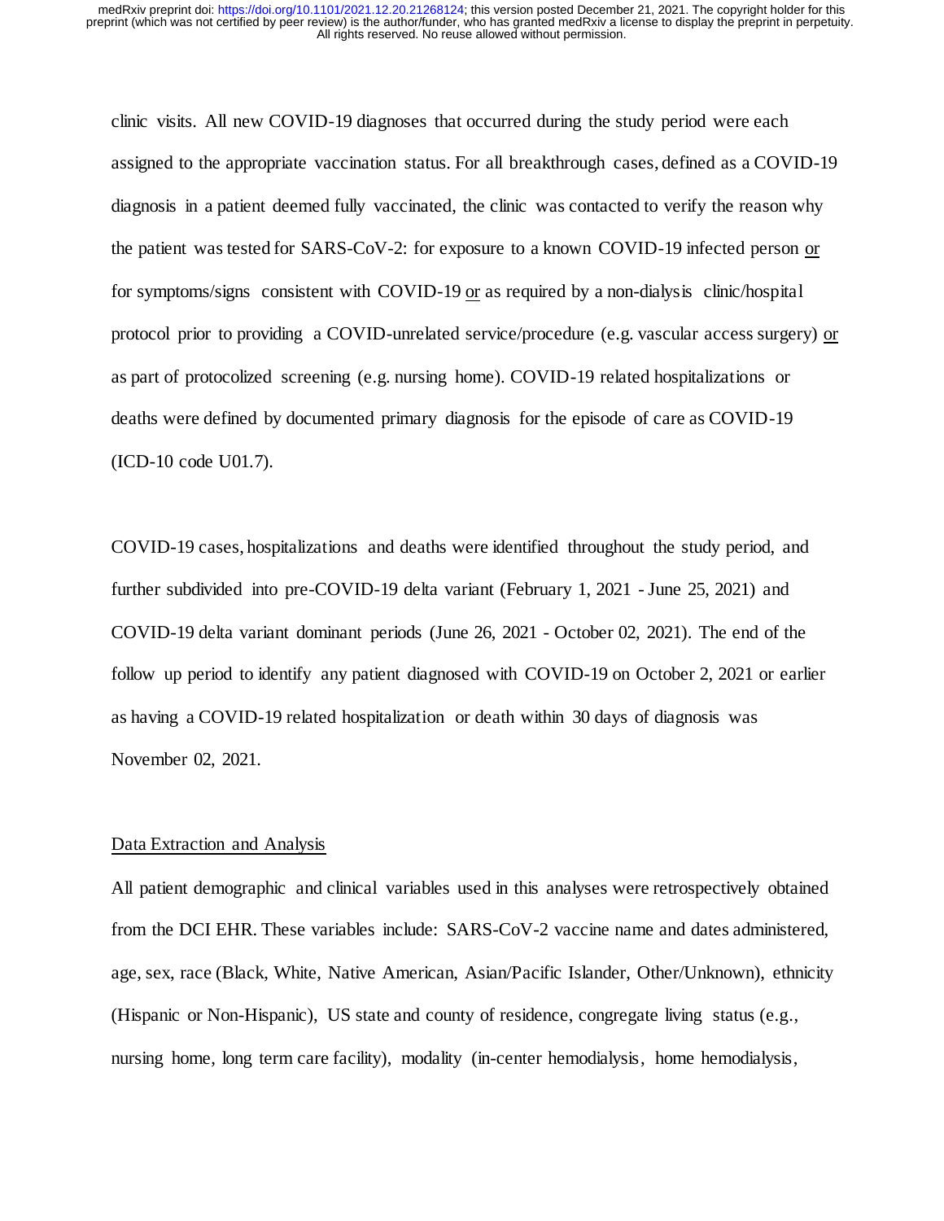clinic visits. All new COVID-19 diagnoses that occurred during the study period were each assigned to the appropriate vaccination status. For all breakthrough cases, defined as a COVID-19 diagnosis in a patient deemed fully vaccinated, the clinic was contacted to verify the reason why the patient was tested for SARS-CoV-2: for exposure to a known COVID-19 infected person <u>or</u> for symptoms/signs consistent with COVID-19 <u>or</u> as required by a non-dialysis clinic/hospital protocol prior to providing a COVID-unrelated service/procedure (e.g. vascular access surgery) <u>or</u> as part of protocolized screening (e.g. nursing home). COVID-19 related hospitalizations or deaths were defined by documented primary diagnosis for the episode of care as COVID-19 (ICD-10 code U01.7).

COVID-19 cases, hospitalizations and deaths were identified throughout the study period, and further subdivided into pre-COVID-19 delta variant (February 1, 2021 - June 25, 2021) and COVID-19 delta variant dominant periods (June 26, 2021 - October 02, 2021). The end of the follow up period to identify any patient diagnosed with COVID-19 on October 2, 2021 or earlier as having a COVID-19 related hospitalization or death within 30 days of diagnosis was November 02, 2021.

<u>Data Extraction and Analysis</u>

All patient demographic and clinical variables used in this analyses were retrospectively obtained from the DCI EHR. These variables include: SARS-CoV-2 vaccine name and dates administered, age, sex, race (Black, White, Native American, Asian/Pacific Islander, Other/Unknown), ethnicity (Hispanic or Non-Hispanic), US state and county of residence, congregate living status (e.g., nursing home, long term care facility), modality (in-center hemodialysis, home hemodialysis,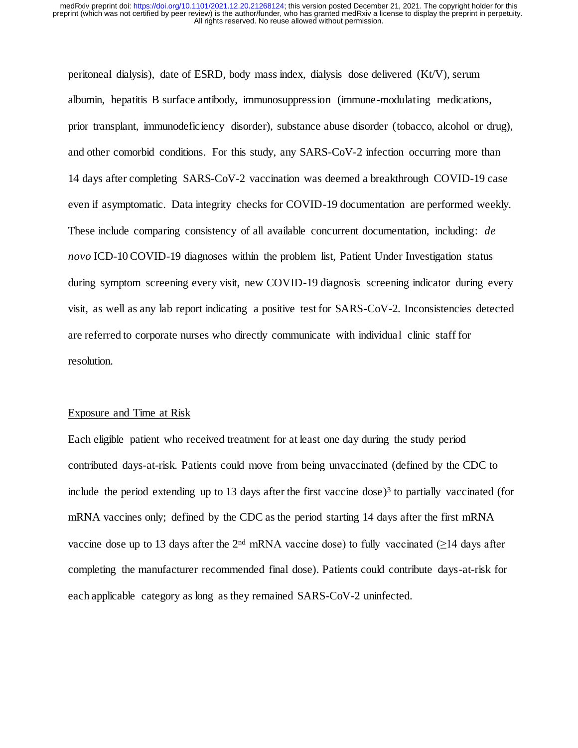peritoneal dialysis), date of ESRD, body mass index, dialysis dose delivered (Kt/V), serum albumin, hepatitis B surface antibody, immunosuppression (immune-modulating medications, prior transplant, immunodeficiency disorder), substance abuse disorder (tobacco, alcohol or drug), and other comorbid conditions. For this study, any SARS-CoV-2 infection occurring more than 14 days after completing SARS-CoV-2 vaccination was deemed a breakthrough COVID-19 case even if asymptomatic. Data integrity checks for COVID-19 documentation are performed weekly. These include comparing consistency of all available concurrent documentation, including: *de novo* ICD-10 COVID-19 diagnoses within the problem list, Patient Under Investigation status during symptom screening every visit, new COVID-19 diagnosis screening indicator during every visit, as well as any lab report indicating a positive test for SARS-CoV-2. Inconsistencies detected are referred to corporate nurses who directly communicate with individual clinic staff for resolution.

Exposure and Time at Risk

Each eligible patient who received treatment for at least one day during the study period contributed days-at-risk. Patients could move from being unvaccinated (defined by the CDC to include the period extending up to 13 days after the first vaccine dose)[3] to partially vaccinated (for mRNA vaccines only; defined by the CDC as the period starting 14 days after the first mRNA vaccine dose up to 13 days after the 2nd mRNA vaccine dose) to fully vaccinated (≥14 days after completing the manufacturer recommended final dose). Patients could contribute days-at-risk for each applicable category as long as they remained SARS-CoV-2 uninfected.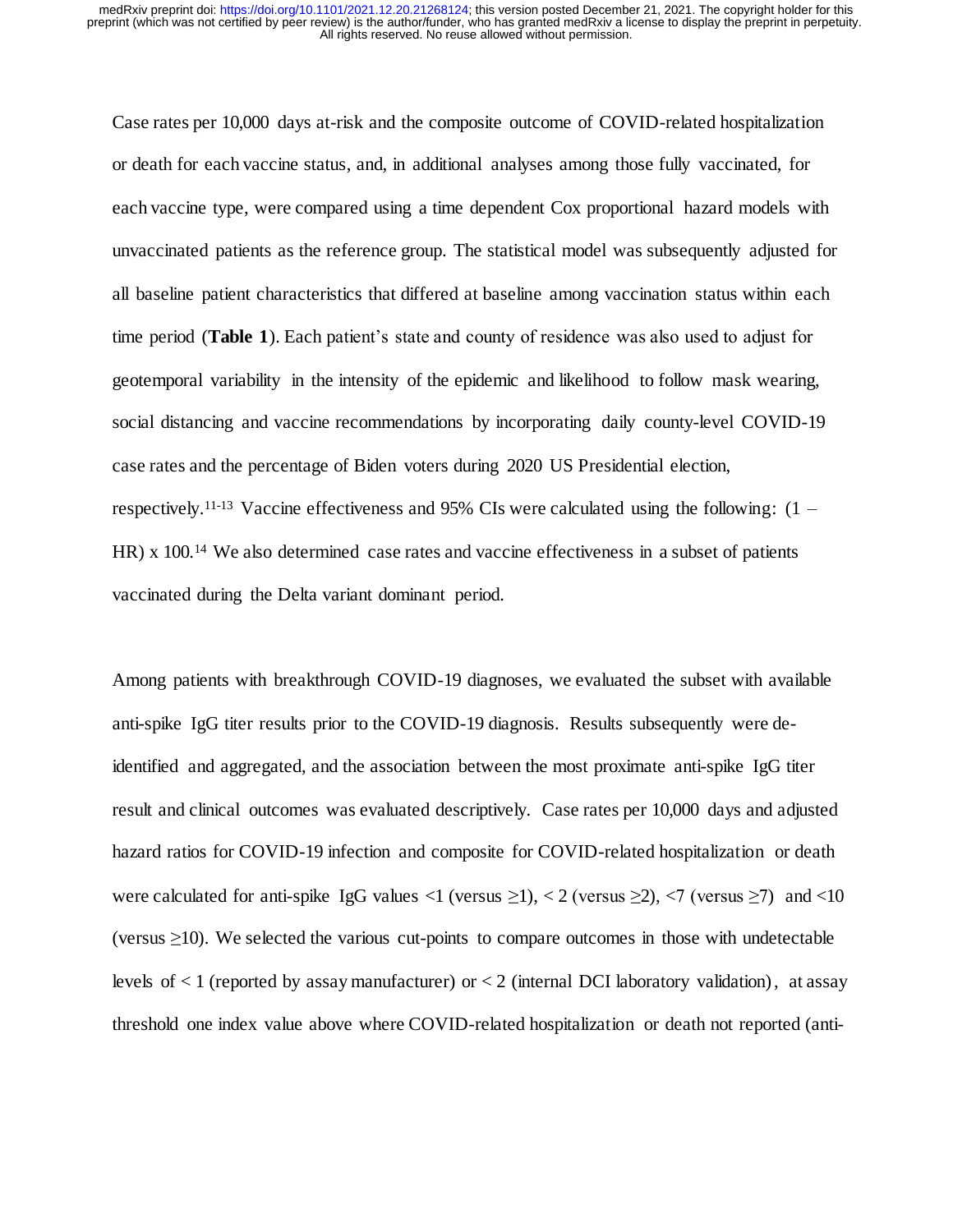Case rates per 10,000 days at-risk and the composite outcome of COVID-related hospitalization or death for each vaccine status, and, in additional analyses among those fully vaccinated, for each vaccine type, were compared using a time dependent Cox proportional hazard models with unvaccinated patients as the reference group. The statistical model was subsequently adjusted for all baseline patient characteristics that differed at baseline among vaccination status within each time period (**Table 1**). Each patient's state and county of residence was also used to adjust for geotemporal variability in the intensity of the epidemic and likelihood to follow mask wearing, social distancing and vaccine recommendations by incorporating daily county-level COVID-19 case rates and the percentage of Biden voters during 2020 US Presidential election, respectively.[11-13] Vaccine effectiveness and 95% CIs were calculated using the following: (1 – HR) x 100.[14] We also determined case rates and vaccine effectiveness in a subset of patients vaccinated during the Delta variant dominant period.

Among patients with breakthrough COVID-19 diagnoses, we evaluated the subset with available anti-spike IgG titer results prior to the COVID-19 diagnosis. Results subsequently were de-identified and aggregated, and the association between the most proximate anti-spike IgG titer result and clinical outcomes was evaluated descriptively. Case rates per 10,000 days and adjusted hazard ratios for COVID-19 infection and composite for COVID-related hospitalization or death were calculated for anti-spike IgG values $<1$ (versus $\geq 1$), $< 2$ (versus $\geq 2$), $<7$ (versus $\geq 7$) and $<10$ (versus $\geq 10$). We selected the various cut-points to compare outcomes in those with undetectable levels of $< 1$ (reported by assay manufacturer) or $< 2$ (internal DCI laboratory validation), at assay threshold one index value above where COVID-related hospitalization or death not reported (anti-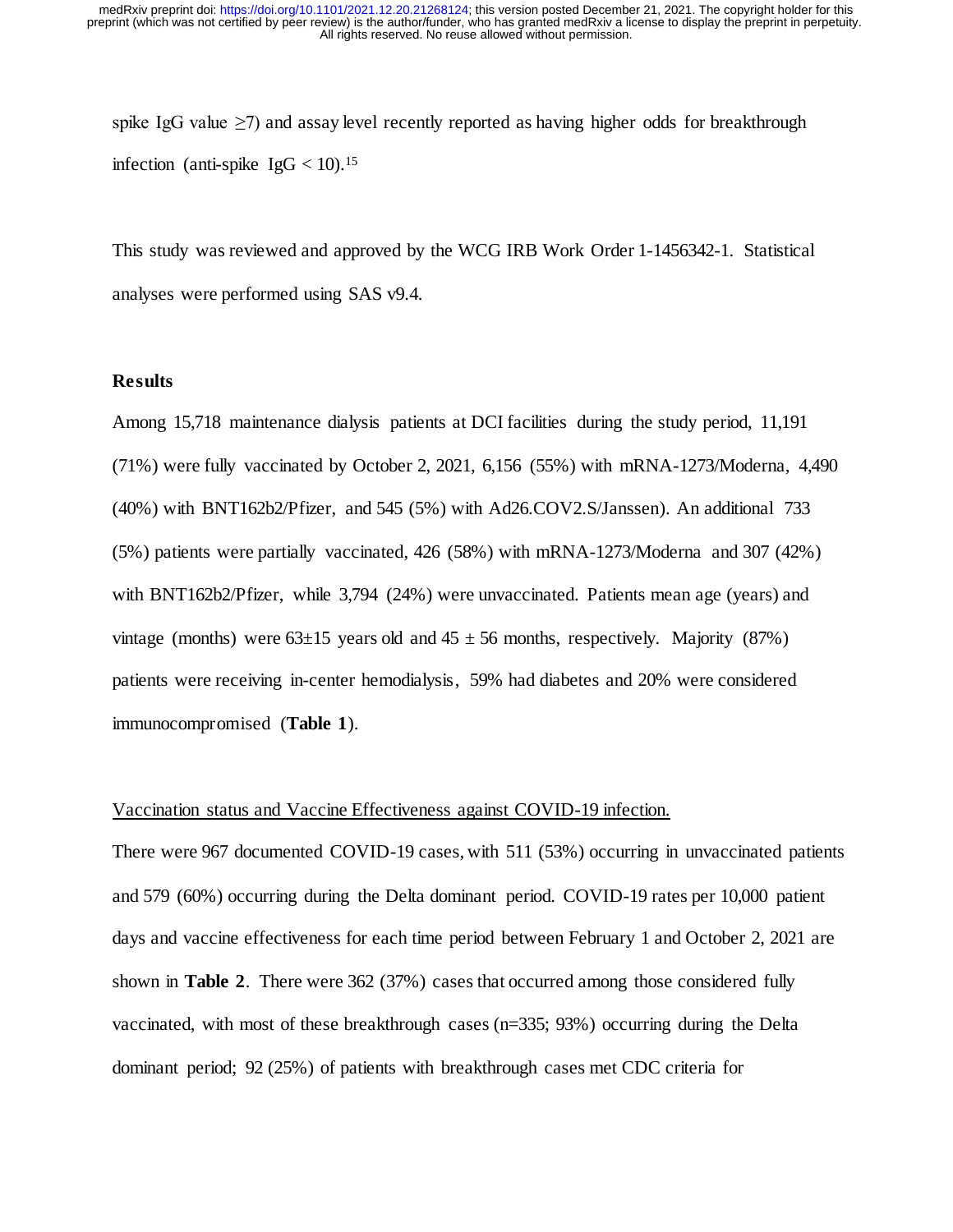spike IgG value $\geq$7) and assay level recently reported as having higher odds for breakthrough infection (anti-spike IgG < 10).[15]

This study was reviewed and approved by the WCG IRB Work Order 1-1456342-1. Statistical analyses were performed using SAS v9.4.

## Results

Among 15,718 maintenance dialysis patients at DCI facilities during the study period, 11,191 (71%) were fully vaccinated by October 2, 2021, 6,156 (55%) with mRNA-1273/Moderna, 4,490 (40%) with BNT162b2/Pfizer, and 545 (5%) with Ad26.COV2.S/Janssen). An additional 733 (5%) patients were partially vaccinated, 426 (58%) with mRNA-1273/Moderna and 307 (42%) with BNT162b2/Pfizer, while 3,794 (24%) were unvaccinated. Patients mean age (years) and vintage (months) were 63$\pm$15 years old and 45 $\pm$ 56 months, respectively. Majority (87%) patients were receiving in-center hemodialysis, 59% had diabetes and 20% were considered immunocompromised (**Table 1**).

Vaccination status and Vaccine Effectiveness against COVID-19 infection.

There were 967 documented COVID-19 cases, with 511 (53%) occurring in unvaccinated patients and 579 (60%) occurring during the Delta dominant period. COVID-19 rates per 10,000 patient days and vaccine effectiveness for each time period between February 1 and October 2, 2021 are shown in **Table 2**. There were 362 (37%) cases that occurred among those considered fully vaccinated, with most of these breakthrough cases (n=335; 93%) occurring during the Delta dominant period; 92 (25%) of patients with breakthrough cases met CDC criteria for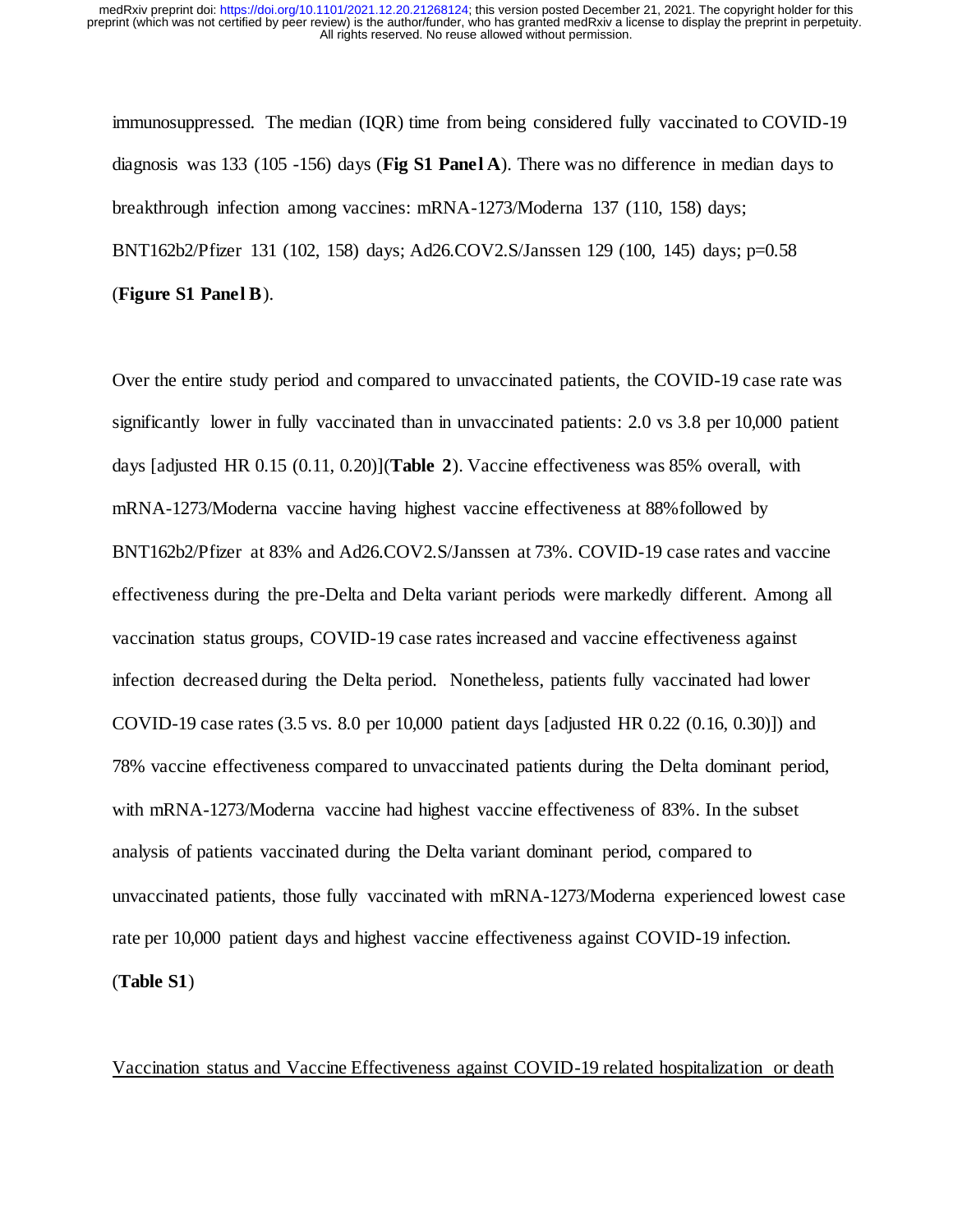immunosuppressed. The median (IQR) time from being considered fully vaccinated to COVID-19 diagnosis was 133 (105 -156) days (**Fig S1 Panel A**). There was no difference in median days to breakthrough infection among vaccines: mRNA-1273/Moderna 137 (110, 158) days; BNT162b2/Pfizer 131 (102, 158) days; Ad26.COV2.S/Janssen 129 (100, 145) days; p=0.58 (**Figure S1 Panel B**).

Over the entire study period and compared to unvaccinated patients, the COVID-19 case rate was significantly lower in fully vaccinated than in unvaccinated patients: 2.0 vs 3.8 per 10,000 patient days [adjusted HR 0.15 (0.11, 0.20)](**Table 2**). Vaccine effectiveness was 85% overall, with mRNA-1273/Moderna vaccine having highest vaccine effectiveness at 88% followed by BNT162b2/Pfizer at 83% and Ad26.COV2.S/Janssen at 73%. COVID-19 case rates and vaccine effectiveness during the pre-Delta and Delta variant periods were markedly different. Among all vaccination status groups, COVID-19 case rates increased and vaccine effectiveness against infection decreased during the Delta period. Nonetheless, patients fully vaccinated had lower COVID-19 case rates (3.5 vs. 8.0 per 10,000 patient days [adjusted HR 0.22 (0.16, 0.30)]) and 78% vaccine effectiveness compared to unvaccinated patients during the Delta dominant period, with mRNA-1273/Moderna vaccine had highest vaccine effectiveness of 83%. In the subset analysis of patients vaccinated during the Delta variant dominant period, compared to unvaccinated patients, those fully vaccinated with mRNA-1273/Moderna experienced lowest case rate per 10,000 patient days and highest vaccine effectiveness against COVID-19 infection. (**Table S1**)

<u>Vaccination status and Vaccine Effectiveness against COVID-19 related hospitalization or death</u>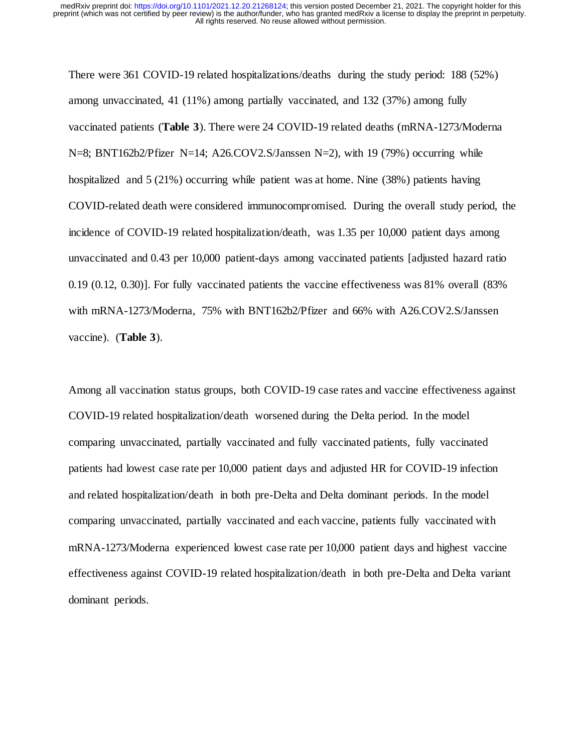There were 361 COVID-19 related hospitalizations/deaths during the study period: 188 (52%) among unvaccinated, 41 (11%) among partially vaccinated, and 132 (37%) among fully vaccinated patients (**Table 3**). There were 24 COVID-19 related deaths (mRNA-1273/Moderna N=8; BNT162b2/Pfizer N=14; A26.COV2.S/Janssen N=2), with 19 (79%) occurring while hospitalized and 5 (21%) occurring while patient was at home. Nine (38%) patients having COVID-related death were considered immunocompromised. During the overall study period, the incidence of COVID-19 related hospitalization/death, was 1.35 per 10,000 patient days among unvaccinated and 0.43 per 10,000 patient-days among vaccinated patients [adjusted hazard ratio 0.19 (0.12, 0.30)]. For fully vaccinated patients the vaccine effectiveness was 81% overall (83% with mRNA-1273/Moderna, 75% with BNT162b2/Pfizer and 66% with A26.COV2.S/Janssen vaccine). (**Table 3**).

Among all vaccination status groups, both COVID-19 case rates and vaccine effectiveness against COVID-19 related hospitalization/death worsened during the Delta period. In the model comparing unvaccinated, partially vaccinated and fully vaccinated patients, fully vaccinated patients had lowest case rate per 10,000 patient days and adjusted HR for COVID-19 infection and related hospitalization/death in both pre-Delta and Delta dominant periods. In the model comparing unvaccinated, partially vaccinated and each vaccine, patients fully vaccinated with mRNA-1273/Moderna experienced lowest case rate per 10,000 patient days and highest vaccine effectiveness against COVID-19 related hospitalization/death in both pre-Delta and Delta variant dominant periods.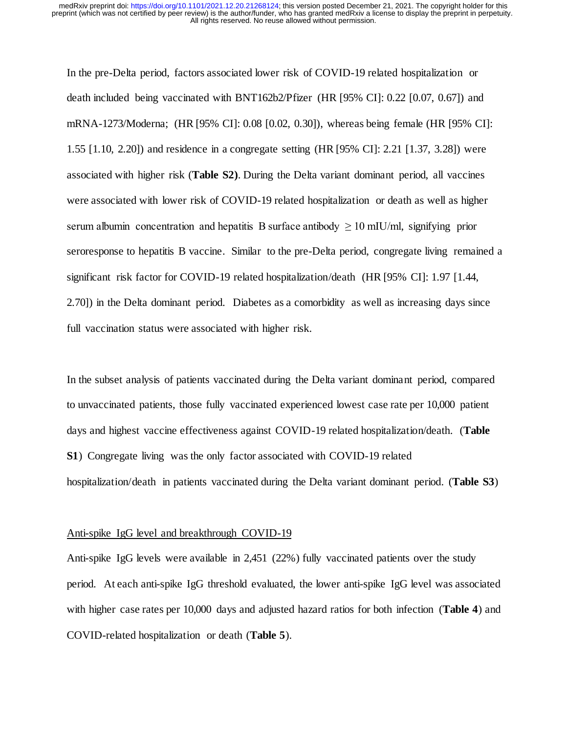In the pre-Delta period, factors associated lower risk of COVID-19 related hospitalization or death included being vaccinated with BNT162b2/Pfizer (HR [95% CI]: 0.22 [0.07, 0.67]) and mRNA-1273/Moderna; (HR [95% CI]: 0.08 [0.02, 0.30]), whereas being female (HR [95% CI]: 1.55 [1.10, 2.20]) and residence in a congregate setting (HR [95% CI]: 2.21 [1.37, 3.28]) were associated with higher risk (**Table S2)**. During the Delta variant dominant period, all vaccines were associated with lower risk of COVID-19 related hospitalization or death as well as higher serum albumin concentration and hepatitis B surface antibody $\geq 10$ mIU/ml, signifying prior seroresponse to hepatitis B vaccine. Similar to the pre-Delta period, congregate living remained a significant risk factor for COVID-19 related hospitalization/death (HR [95% CI]: 1.97 [1.44, 2.70]) in the Delta dominant period. Diabetes as a comorbidity as well as increasing days since full vaccination status were associated with higher risk.

In the subset analysis of patients vaccinated during the Delta variant dominant period, compared to unvaccinated patients, those fully vaccinated experienced lowest case rate per 10,000 patient days and highest vaccine effectiveness against COVID-19 related hospitalization/death. (**Table S1**) Congregate living was the only factor associated with COVID-19 related hospitalization/death in patients vaccinated during the Delta variant dominant period. (**Table S3**)

Anti-spike IgG level and breakthrough COVID-19

Anti-spike IgG levels were available in 2,451 (22%) fully vaccinated patients over the study period. At each anti-spike IgG threshold evaluated, the lower anti-spike IgG level was associated with higher case rates per 10,000 days and adjusted hazard ratios for both infection (**Table 4**) and COVID-related hospitalization or death (**Table 5**).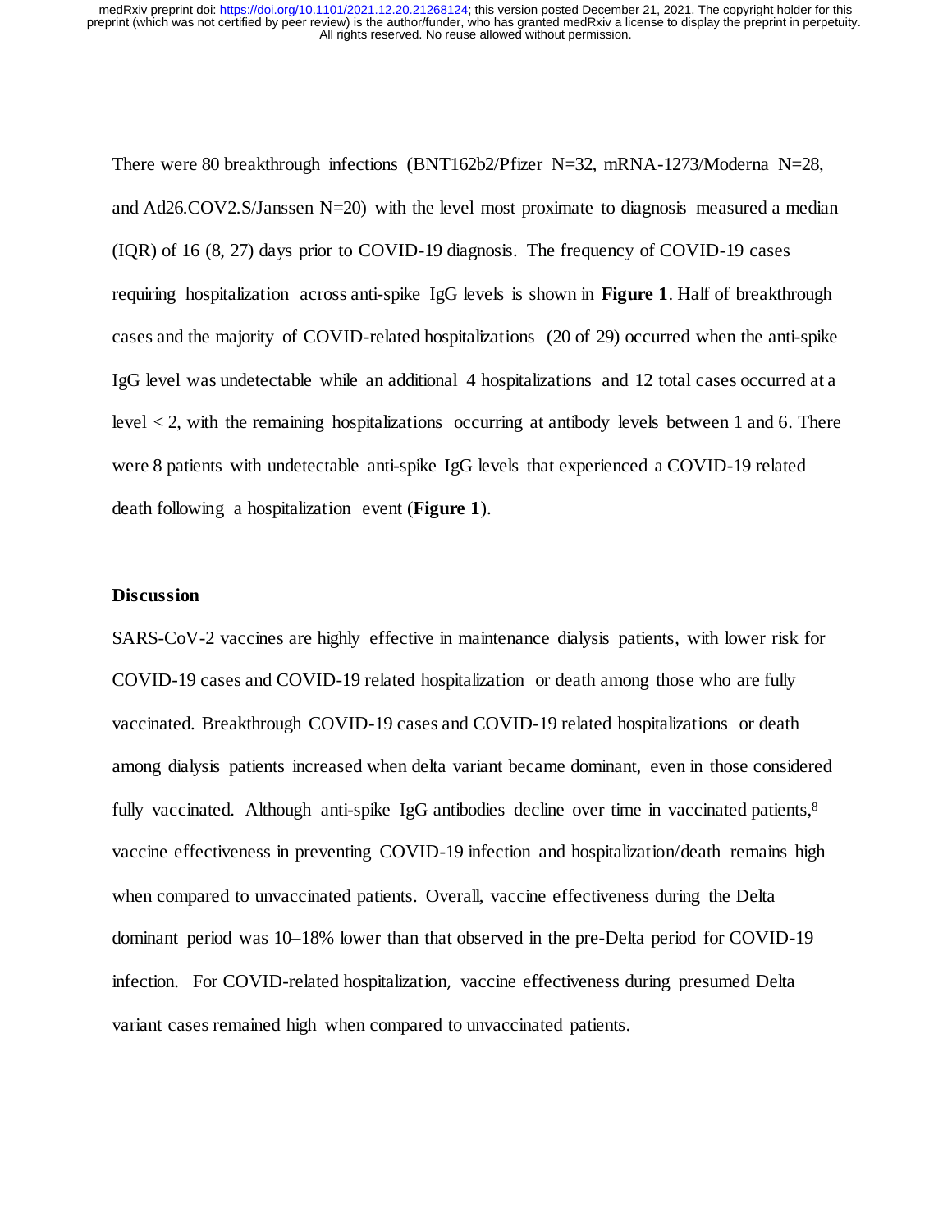There were 80 breakthrough infections (BNT162b2/Pfizer N=32, mRNA-1273/Moderna N=28, and Ad26.COV2.S/Janssen N=20) with the level most proximate to diagnosis measured a median (IQR) of 16 (8, 27) days prior to COVID-19 diagnosis. The frequency of COVID-19 cases requiring hospitalization across anti-spike IgG levels is shown in **Figure 1**. Half of breakthrough cases and the majority of COVID-related hospitalizations (20 of 29) occurred when the anti-spike IgG level was undetectable while an additional 4 hospitalizations and 12 total cases occurred at a level < 2, with the remaining hospitalizations occurring at antibody levels between 1 and 6. There were 8 patients with undetectable anti-spike IgG levels that experienced a COVID-19 related death following a hospitalization event (**Figure 1**).

## Discussion

SARS-CoV-2 vaccines are highly effective in maintenance dialysis patients, with lower risk for COVID-19 cases and COVID-19 related hospitalization or death among those who are fully vaccinated. Breakthrough COVID-19 cases and COVID-19 related hospitalizations or death among dialysis patients increased when delta variant became dominant, even in those considered fully vaccinated. Although anti-spike IgG antibodies decline over time in vaccinated patients,[8] vaccine effectiveness in preventing COVID-19 infection and hospitalization/death remains high when compared to unvaccinated patients. Overall, vaccine effectiveness during the Delta dominant period was 10–18% lower than that observed in the pre-Delta period for COVID-19 infection. For COVID-related hospitalization, vaccine effectiveness during presumed Delta variant cases remained high when compared to unvaccinated patients.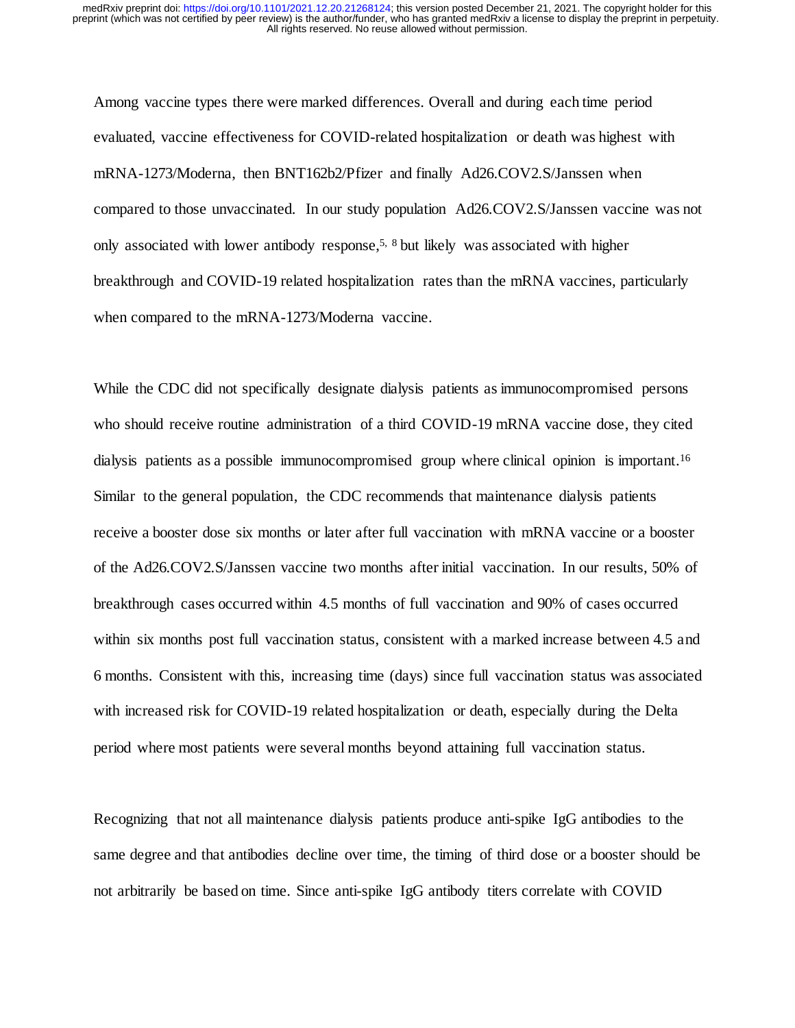Among vaccine types there were marked differences. Overall and during each time period evaluated, vaccine effectiveness for COVID-related hospitalization or death was highest with mRNA-1273/Moderna, then BNT162b2/Pfizer and finally Ad26.COV2.S/Janssen when compared to those unvaccinated. In our study population Ad26.COV2.S/Janssen vaccine was not only associated with lower antibody response,[5, 8] but likely was associated with higher breakthrough and COVID-19 related hospitalization rates than the mRNA vaccines, particularly when compared to the mRNA-1273/Moderna vaccine.

While the CDC did not specifically designate dialysis patients as immunocompromised persons who should receive routine administration of a third COVID-19 mRNA vaccine dose, they cited dialysis patients as a possible immunocompromised group where clinical opinion is important.[16] Similar to the general population, the CDC recommends that maintenance dialysis patients receive a booster dose six months or later after full vaccination with mRNA vaccine or a booster of the Ad26.COV2.S/Janssen vaccine two months after initial vaccination. In our results, 50% of breakthrough cases occurred within 4.5 months of full vaccination and 90% of cases occurred within six months post full vaccination status, consistent with a marked increase between 4.5 and 6 months. Consistent with this, increasing time (days) since full vaccination status was associated with increased risk for COVID-19 related hospitalization or death, especially during the Delta period where most patients were several months beyond attaining full vaccination status.

Recognizing that not all maintenance dialysis patients produce anti-spike IgG antibodies to the same degree and that antibodies decline over time, the timing of third dose or a booster should be not arbitrarily be based on time. Since anti-spike IgG antibody titers correlate with COVID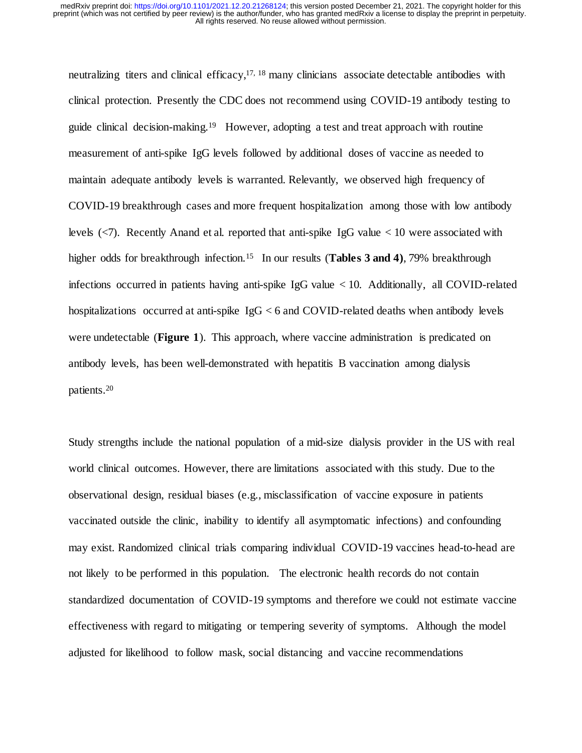neutralizing titers and clinical efficacy,[17, 18] many clinicians associate detectable antibodies with clinical protection. Presently the CDC does not recommend using COVID-19 antibody testing to guide clinical decision-making.[19] However, adopting a test and treat approach with routine measurement of anti-spike IgG levels followed by additional doses of vaccine as needed to maintain adequate antibody levels is warranted. Relevantly, we observed high frequency of COVID-19 breakthrough cases and more frequent hospitalization among those with low antibody levels (<7). Recently Anand et al. reported that anti-spike IgG value < 10 were associated with higher odds for breakthrough infection.[15] In our results (**Tables 3 and 4)**, 79% breakthrough infections occurred in patients having anti-spike IgG value < 10. Additionally, all COVID-related hospitalizations occurred at anti-spike IgG < 6 and COVID-related deaths when antibody levels were undetectable (**Figure 1**). This approach, where vaccine administration is predicated on antibody levels, has been well-demonstrated with hepatitis B vaccination among dialysis patients.[20]

Study strengths include the national population of a mid-size dialysis provider in the US with real world clinical outcomes. However, there are limitations associated with this study. Due to the observational design, residual biases (e.g., misclassification of vaccine exposure in patients vaccinated outside the clinic, inability to identify all asymptomatic infections) and confounding may exist. Randomized clinical trials comparing individual COVID-19 vaccines head-to-head are not likely to be performed in this population. The electronic health records do not contain standardized documentation of COVID-19 symptoms and therefore we could not estimate vaccine effectiveness with regard to mitigating or tempering severity of symptoms. Although the model adjusted for likelihood to follow mask, social distancing and vaccine recommendations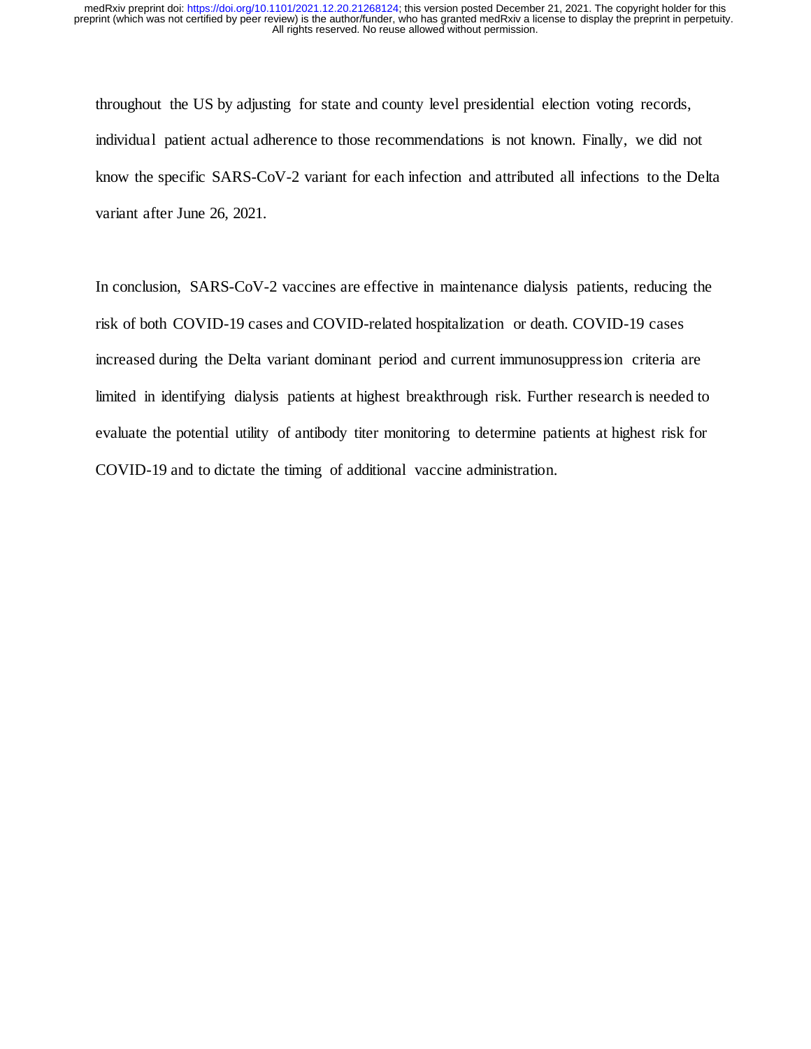throughout the US by adjusting for state and county level presidential election voting records, individual patient actual adherence to those recommendations is not known. Finally, we did not know the specific SARS-CoV-2 variant for each infection and attributed all infections to the Delta variant after June 26, 2021.

In conclusion, SARS-CoV-2 vaccines are effective in maintenance dialysis patients, reducing the risk of both COVID-19 cases and COVID-related hospitalization or death. COVID-19 cases increased during the Delta variant dominant period and current immunosuppression criteria are limited in identifying dialysis patients at highest breakthrough risk. Further research is needed to evaluate the potential utility of antibody titer monitoring to determine patients at highest risk for COVID-19 and to dictate the timing of additional vaccine administration.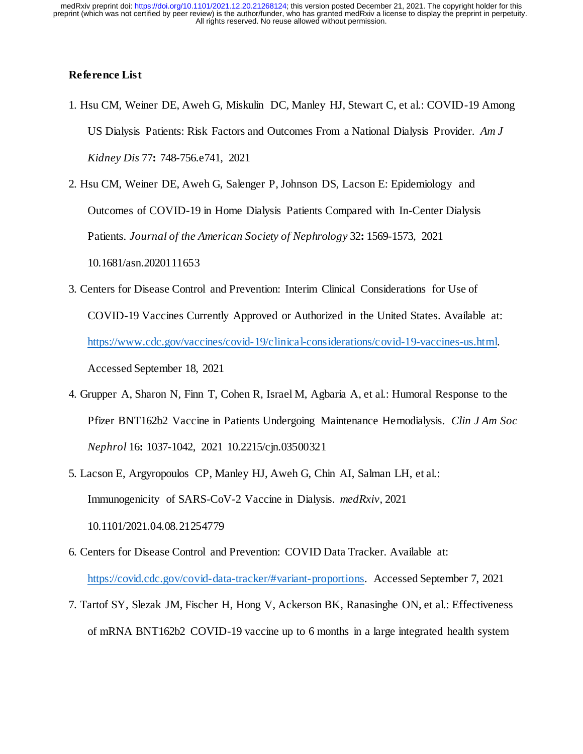**Reference List**

1. Hsu CM, Weiner DE, Aweh G, Miskulin DC, Manley HJ, Stewart C, et al.: COVID-19 Among US Dialysis Patients: Risk Factors and Outcomes From a National Dialysis Provider. *Am J Kidney Dis* 77**:** 748-756.e741, 2021
2. Hsu CM, Weiner DE, Aweh G, Salenger P, Johnson DS, Lacson E: Epidemiology and Outcomes of COVID-19 in Home Dialysis Patients Compared with In-Center Dialysis Patients. *Journal of the American Society of Nephrology* 32**:** 1569-1573, 2021 10.1681/asn.2020111653
3. Centers for Disease Control and Prevention: Interim Clinical Considerations for Use of COVID-19 Vaccines Currently Approved or Authorized in the United States. Available at: https://www.cdc.gov/vaccines/covid-19/clinical-considerations/covid-19-vaccines-us.html. Accessed September 18, 2021
4. Grupper A, Sharon N, Finn T, Cohen R, Israel M, Agbaria A, et al.: Humoral Response to the Pfizer BNT162b2 Vaccine in Patients Undergoing Maintenance Hemodialysis. *Clin J Am Soc Nephrol* 16**:** 1037-1042, 2021 10.2215/cjn.03500321
5. Lacson E, Argyropoulos CP, Manley HJ, Aweh G, Chin AI, Salman LH, et al.: Immunogenicity of SARS-CoV-2 Vaccine in Dialysis. *medRxiv*, 2021 10.1101/2021.04.08.21254779
6. Centers for Disease Control and Prevention: COVID Data Tracker. Available at: https://covid.cdc.gov/covid-data-tracker/#variant-proportions. Accessed September 7, 2021
7. Tartof SY, Slezak JM, Fischer H, Hong V, Ackerson BK, Ranasinghe ON, et al.: Effectiveness of mRNA BNT162b2 COVID-19 vaccine up to 6 months in a large integrated health system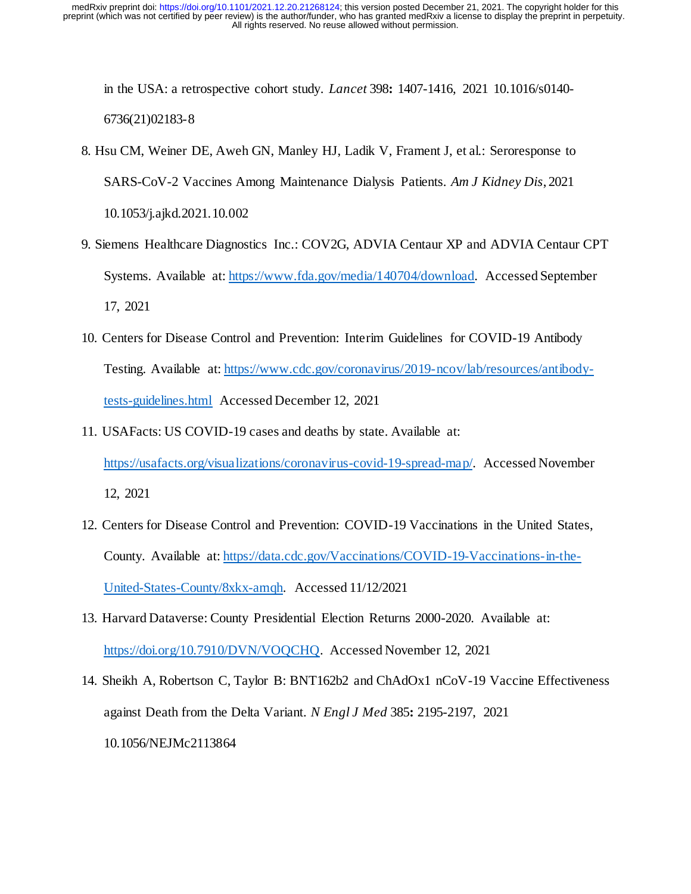in the USA: a retrospective cohort study. *Lancet* 398**:** 1407-1416, 2021 10.1016/s0140-6736(21)02183-8

8. Hsu CM, Weiner DE, Aweh GN, Manley HJ, Ladik V, Frament J, et al.: Seroresponse to SARS-CoV-2 Vaccines Among Maintenance Dialysis Patients. *Am J Kidney Dis*, 2021 10.1053/j.ajkd.2021.10.002
9. Siemens Healthcare Diagnostics Inc.: COV2G, ADVIA Centaur XP and ADVIA Centaur CPT Systems. Available at: https://www.fda.gov/media/140704/download. Accessed September 17, 2021
10. Centers for Disease Control and Prevention: Interim Guidelines for COVID-19 Antibody Testing. Available at: https://www.cdc.gov/coronavirus/2019-ncov/lab/resources/antibody-tests-guidelines.html Accessed December 12, 2021
11. USAFacts: US COVID-19 cases and deaths by state. Available at: https://usafacts.org/visualizations/coronavirus-covid-19-spread-map/. Accessed November 12, 2021
12. Centers for Disease Control and Prevention: COVID-19 Vaccinations in the United States, County. Available at: https://data.cdc.gov/Vaccinations/COVID-19-Vaccinations-in-the-United-States-County/8xkx-amqh. Accessed 11/12/2021
13. Harvard Dataverse: County Presidential Election Returns 2000-2020. Available at: https://doi.org/10.7910/DVN/VOQCHQ. Accessed November 12, 2021
14. Sheikh A, Robertson C, Taylor B: BNT162b2 and ChAdOx1 nCoV-19 Vaccine Effectiveness against Death from the Delta Variant. *N Engl J Med* 385**:** 2195-2197, 2021 10.1056/NEJMc2113864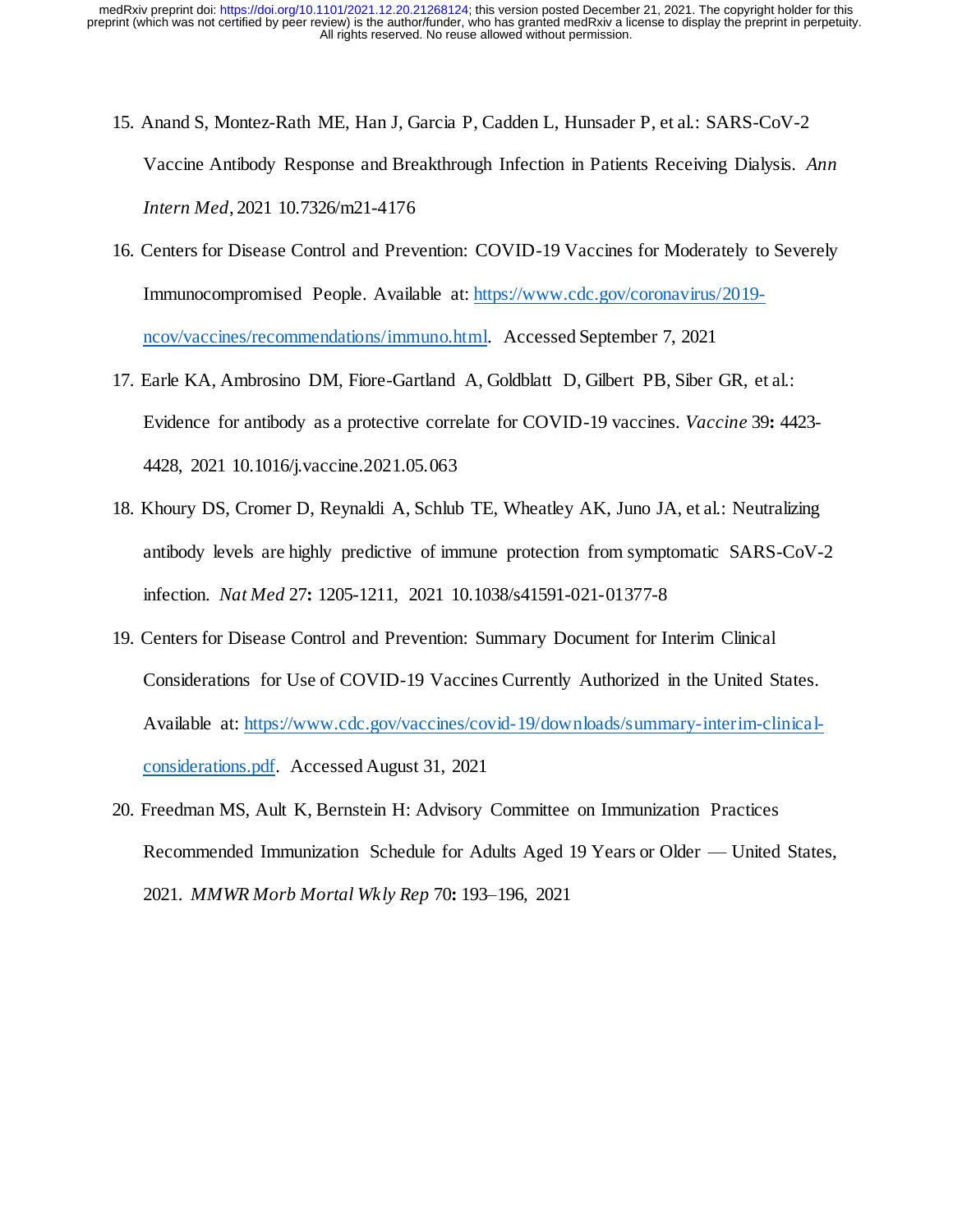15. Anand S, Montez-Rath ME, Han J, Garcia P, Cadden L, Hunsader P, et al.: SARS-CoV-2 Vaccine Antibody Response and Breakthrough Infection in Patients Receiving Dialysis. *Ann Intern Med*, 2021 10.7326/m21-4176

16. Centers for Disease Control and Prevention: COVID-19 Vaccines for Moderately to Severely Immunocompromised People. Available at: https://www.cdc.gov/coronavirus/2019-ncov/vaccines/recommendations/immuno.html. Accessed September 7, 2021

17. Earle KA, Ambrosino DM, Fiore-Gartland A, Goldblatt D, Gilbert PB, Siber GR, et al.: Evidence for antibody as a protective correlate for COVID-19 vaccines. *Vaccine* 39**:** 4423-4428, 2021 10.1016/j.vaccine.2021.05.063

18. Khoury DS, Cromer D, Reynaldi A, Schlub TE, Wheatley AK, Juno JA, et al.: Neutralizing antibody levels are highly predictive of immune protection from symptomatic SARS-CoV-2 infection. *Nat Med* 27**:** 1205-1211, 2021 10.1038/s41591-021-01377-8

19. Centers for Disease Control and Prevention: Summary Document for Interim Clinical Considerations for Use of COVID-19 Vaccines Currently Authorized in the United States. Available at: https://www.cdc.gov/vaccines/covid-19/downloads/summary-interim-clinical-considerations.pdf. Accessed August 31, 2021

20. Freedman MS, Ault K, Bernstein H: Advisory Committee on Immunization Practices Recommended Immunization Schedule for Adults Aged 19 Years or Older — United States, 2021. *MMWR Morb Mortal Wkly Rep* 70**:** 193–196, 2021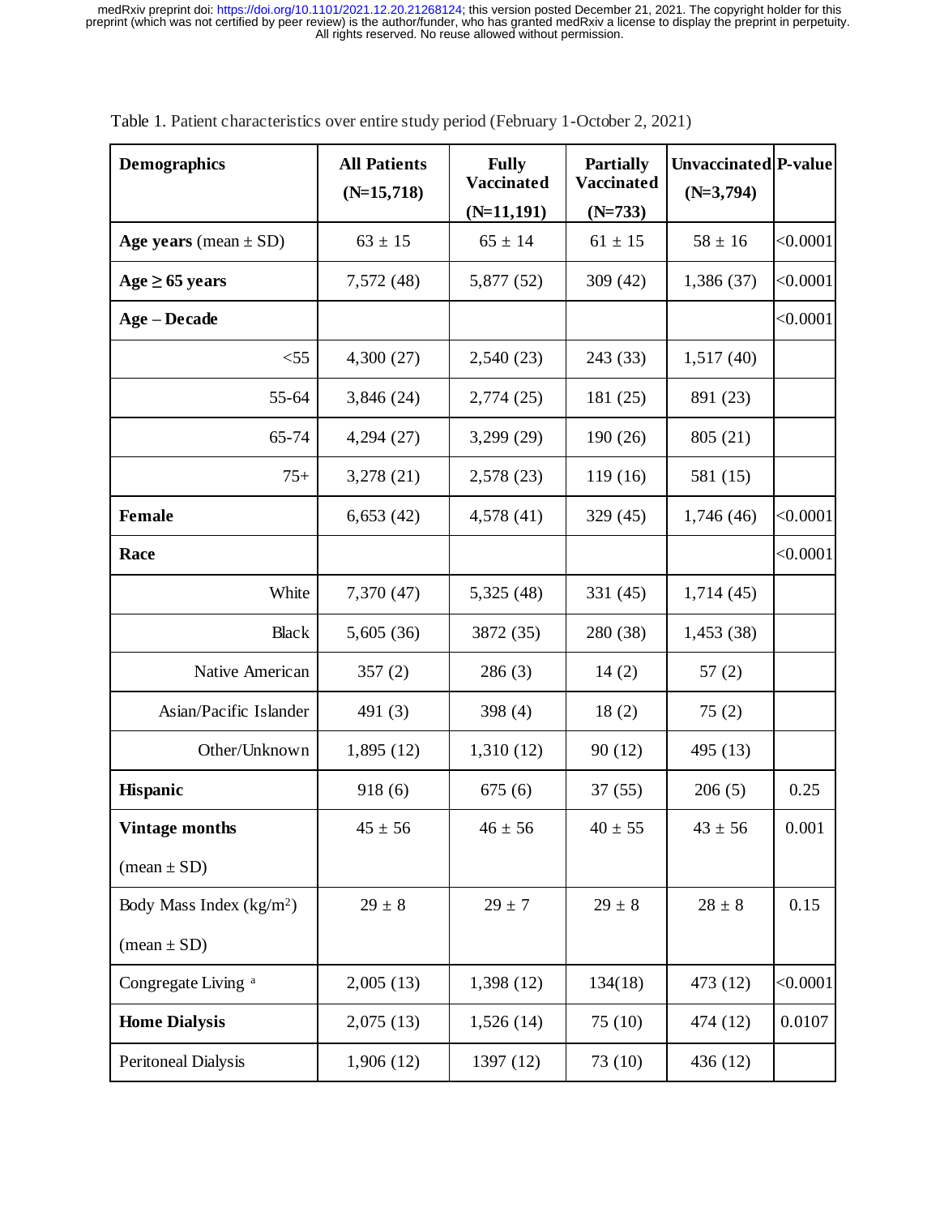Table 1. Patient characteristics over entire study period (February 1-October 2, 2021)

| Demographics | All Patients (N=15,718) | Fully Vaccinated (N=11,191) | Partially Vaccinated (N=733) | Unvaccinated (N=3,794) | P-value |
|---|---|---|---|---|---|
| **Age years** (mean ± SD) | 63 ± 15 | 65 ± 14 | 61 ± 15 | 58 ± 16 | <0.0001 |
| **Age ≥ 65 years** | 7,572 (48) | 5,877 (52) | 309 (42) | 1,386 (37) | <0.0001 |
| **Age – Decade** | | | | | <0.0001 |
| <55 | 4,300 (27) | 2,540 (23) | 243 (33) | 1,517 (40) | |
| 55-64 | 3,846 (24) | 2,774 (25) | 181 (25) | 891 (23) | |
| 65-74 | 4,294 (27) | 3,299 (29) | 190 (26) | 805 (21) | |
| 75+ | 3,278 (21) | 2,578 (23) | 119 (16) | 581 (15) | |
| **Female** | 6,653 (42) | 4,578 (41) | 329 (45) | 1,746 (46) | <0.0001 |
| **Race** | | | | | <0.0001 |
| White | 7,370 (47) | 5,325 (48) | 331 (45) | 1,714 (45) | |
| Black | 5,605 (36) | 3872 (35) | 280 (38) | 1,453 (38) | |
| Native American | 357 (2) | 286 (3) | 14 (2) | 57 (2) | |
| Asian/Pacific Islander | 491 (3) | 398 (4) | 18 (2) | 75 (2) | |
| Other/Unknown | 1,895 (12) | 1,310 (12) | 90 (12) | 495 (13) | |
| **Hispanic** | 918 (6) | 675 (6) | 37 (55) | 206 (5) | 0.25 |
| **Vintage months** (mean ± SD) | 45 ± 56 | 46 ± 56 | 40 ± 55 | 43 ± 56 | 0.001 |
| Body Mass Index (kg/m$^2$) (mean ± SD) | 29 ± 8 | 29 ± 7 | 29 ± 8 | 28 ± 8 | 0.15 |
| Congregate Living [a] | 2,005 (13) | 1,398 (12) | 134(18) | 473 (12) | <0.0001 |
| **Home Dialysis** | 2,075 (13) | 1,526 (14) | 75 (10) | 474 (12) | 0.0107 |
| Peritoneal Dialysis | 1,906 (12) | 1397 (12) | 73 (10) | 436 (12) | |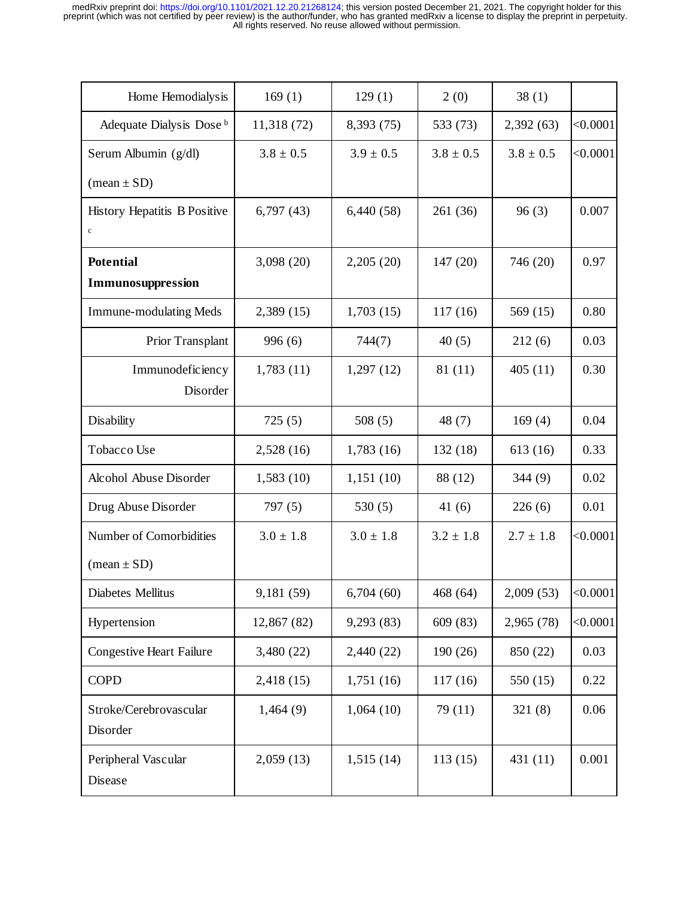| Home Hemodialysis | 169 (1) | 129 (1) | 2 (0) | 38 (1) | |
|---|---|---|---|---|---|
| Adequate Dialysis Dose [b] | 11,318 (72) | 8,393 (75) | 533 (73) | 2,392 (63) | <0.0001 |
| Serum Albumin (g/dl) (mean ± SD) | 3.8 ± 0.5 | 3.9 ± 0.5 | 3.8 ± 0.5 | 3.8 ± 0.5 | <0.0001 |
| History Hepatitis B Positive [c] | 6,797 (43) | 6,440 (58) | 261 (36) | 96 (3) | 0.007 |
| **Potential Immunosuppression** | 3,098 (20) | 2,205 (20) | 147 (20) | 746 (20) | 0.97 |
| Immune-modulating Meds | 2,389 (15) | 1,703 (15) | 117 (16) | 569 (15) | 0.80 |
| Prior Transplant | 996 (6) | 744(7) | 40 (5) | 212 (6) | 0.03 |
| Immunodeficiency Disorder | 1,783 (11) | 1,297 (12) | 81 (11) | 405 (11) | 0.30 |
| Disability | 725 (5) | 508 (5) | 48 (7) | 169 (4) | 0.04 |
| Tobacco Use | 2,528 (16) | 1,783 (16) | 132 (18) | 613 (16) | 0.33 |
| Alcohol Abuse Disorder | 1,583 (10) | 1,151 (10) | 88 (12) | 344 (9) | 0.02 |
| Drug Abuse Disorder | 797 (5) | 530 (5) | 41 (6) | 226 (6) | 0.01 |
| Number of Comorbidities (mean ± SD) | 3.0 ± 1.8 | 3.0 ± 1.8 | 3.2 ± 1.8 | 2.7 ± 1.8 | <0.0001 |
| Diabetes Mellitus | 9,181 (59) | 6,704 (60) | 468 (64) | 2,009 (53) | <0.0001 |
| Hypertension | 12,867 (82) | 9,293 (83) | 609 (83) | 2,965 (78) | <0.0001 |
| Congestive Heart Failure | 3,480 (22) | 2,440 (22) | 190 (26) | 850 (22) | 0.03 |
| COPD | 2,418 (15) | 1,751 (16) | 117 (16) | 550 (15) | 0.22 |
| Stroke/Cerebrovascular Disorder | 1,464 (9) | 1,064 (10) | 79 (11) | 321 (8) | 0.06 |
| Peripheral Vascular Disease | 2,059 (13) | 1,515 (14) | 113 (15) | 431 (11) | 0.001 |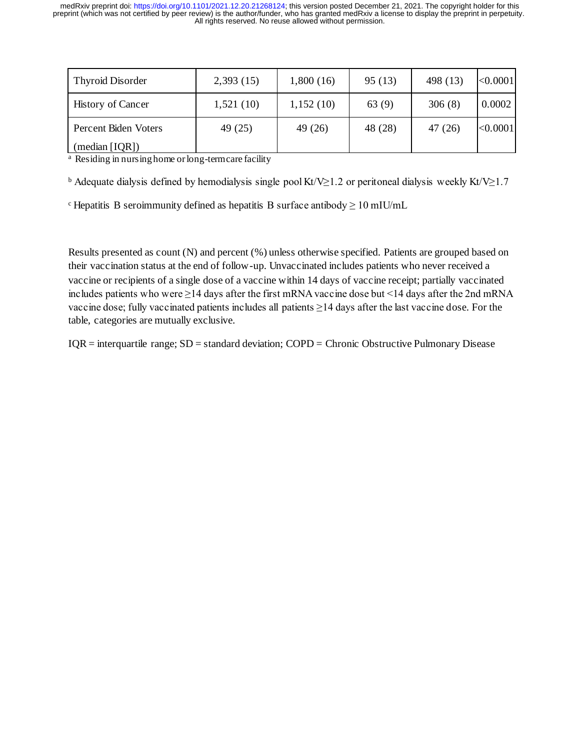| Thyroid Disorder | 2,393 (15) | 1,800 (16) | 95 (13) | 498 (13) | <0.0001 |
|---|---|---|---|---|---|
| History of Cancer | 1,521 (10) | 1,152 (10) | 63 (9) | 306 (8) | 0.0002 |
| Percent Biden Voters (median [IQR]) | 49 (25) | 49 (26) | 48 (28) | 47 (26) | <0.0001 |

[a] Residing in nursing home or long-term care facility

[b] Adequate dialysis defined by hemodialysis single pool Kt/V≥1.2 or peritoneal dialysis weekly Kt/V≥1.7

[c] Hepatitis B seroimmunity defined as hepatitis B surface antibody ≥ 10 mIU/mL

Results presented as count (N) and percent (%) unless otherwise specified. Patients are grouped based on their vaccination status at the end of follow-up. Unvaccinated includes patients who never received a vaccine or recipients of a single dose of a vaccine within 14 days of vaccine receipt; partially vaccinated includes patients who were ≥14 days after the first mRNA vaccine dose but <14 days after the 2nd mRNA vaccine dose; fully vaccinated patients includes all patients ≥14 days after the last vaccine dose. For the table, categories are mutually exclusive.

IQR = interquartile range; SD = standard deviation; COPD = Chronic Obstructive Pulmonary Disease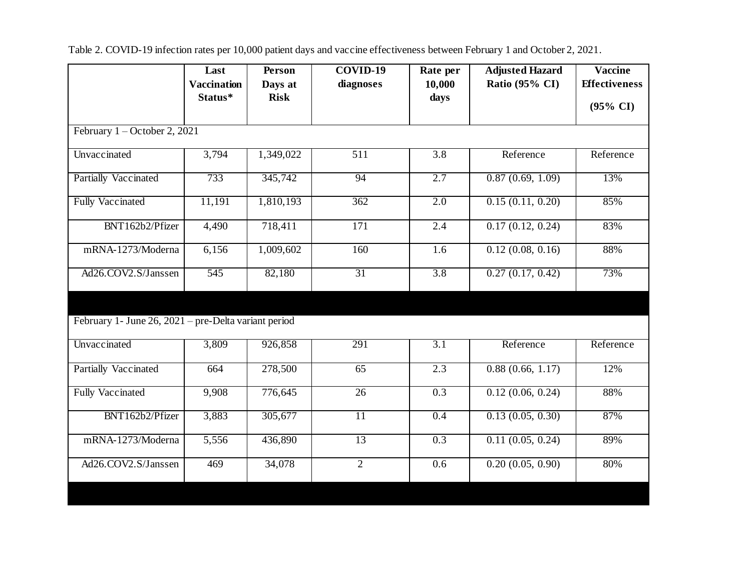Table 2. COVID-19 infection rates per 10,000 patient days and vaccine effectiveness between February 1 and October 2, 2021.

| | Last Vaccination Status* | Person Days at Risk | COVID-19 diagnoses | Rate per 10,000 days | Adjusted Hazard Ratio (95% CI) | Vaccine Effectiveness (95% CI) |
|---|---|---|---|---|---|---|
| February 1 – October 2, 2021 | | | | | | |
| Unvaccinated | 3,794 | 1,349,022 | 511 | 3.8 | Reference | Reference |
| Partially Vaccinated | 733 | 345,742 | 94 | 2.7 | 0.87 (0.69, 1.09) | 13% |
| Fully Vaccinated | 11,191 | 1,810,193 | 362 | 2.0 | 0.15 (0.11, 0.20) | 85% |
| BNT162b2/Pfizer | 4,490 | 718,411 | 171 | 2.4 | 0.17 (0.12, 0.24) | 83% |
| mRNA-1273/Moderna | 6,156 | 1,009,602 | 160 | 1.6 | 0.12 (0.08, 0.16) | 88% |
| Ad26.COV2.S/Janssen | 545 | 82,180 | 31 | 3.8 | 0.27 (0.17, 0.42) | 73% |
| February 1- June 26, 2021 – pre-Delta variant period | | | | | | |
| Unvaccinated | 3,809 | 926,858 | 291 | 3.1 | Reference | Reference |
| Partially Vaccinated | 664 | 278,500 | 65 | 2.3 | 0.88 (0.66, 1.17) | 12% |
| Fully Vaccinated | 9,908 | 776,645 | 26 | 0.3 | 0.12 (0.06, 0.24) | 88% |
| BNT162b2/Pfizer | 3,883 | 305,677 | 11 | 0.4 | 0.13 (0.05, 0.30) | 87% |
| mRNA-1273/Moderna | 5,556 | 436,890 | 13 | 0.3 | 0.11 (0.05, 0.24) | 89% |
| Ad26.COV2.S/Janssen | 469 | 34,078 | 2 | 0.6 | 0.20 (0.05, 0.90) | 80% |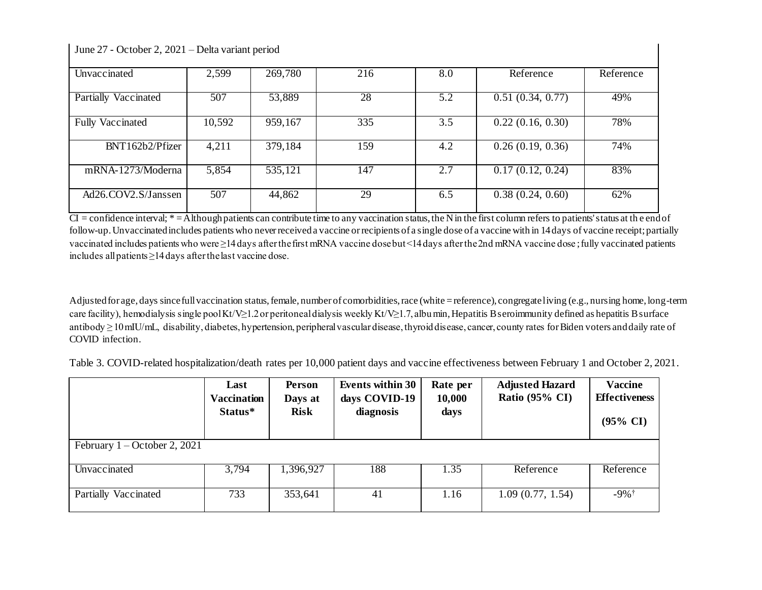| June 27 - October 2, 2021 – Delta variant period | | | | | | |
|---|---|---|---|---|---|---|
| Unvaccinated | 2,599 | 269,780 | 216 | 8.0 | Reference | Reference |
| Partially Vaccinated | 507 | 53,889 | 28 | 5.2 | 0.51 (0.34, 0.77) | 49% |
| Fully Vaccinated | 10,592 | 959,167 | 335 | 3.5 | 0.22 (0.16, 0.30) | 78% |
| BNT162b2/Pfizer | 4,211 | 379,184 | 159 | 4.2 | 0.26 (0.19, 0.36) | 74% |
| mRNA-1273/Moderna | 5,854 | 535,121 | 147 | 2.7 | 0.17 (0.12, 0.24) | 83% |
| Ad26.COV2.S/Janssen | 507 | 44,862 | 29 | 6.5 | 0.38 (0.24, 0.60) | 62% |

CI = confidence interval; * = Although patients can contribute time to any vaccination status, the N in the first column refers to patients' status at the end of follow-up. Unvaccinated includes patients who never received a vaccine or recipients of a single dose of a vaccine with in 14 days of vaccine receipt; partially vaccinated includes patients who were ≥14 days after the first mRNA vaccine dose but <14 days after the 2nd mRNA vaccine dose; fully vaccinated patients includes all patients ≥14 days after the last vaccine dose.

Adjusted for age, days since full vaccination status, female, number of comorbidities, race (white = reference), congregate living (e.g., nursing home, long-term care facility), hemodialysis single pool Kt/V≥1.2 or peritoneal dialysis weekly Kt/V≥1.7, albumin, Hepatitis B seroimmunity defined as hepatitis B surface antibody ≥ 10 mIU/mL, disability, diabetes, hypertension, peripheral vascular disease, thyroid disease, cancer, county rates for Biden voters and daily rate of COVID infection.

Table 3. COVID-related hospitalization/death rates per 10,000 patient days and vaccine effectiveness between February 1 and October 2, 2021.

| | **Last Vaccination Status*** | **Person Days at Risk** | **Events within 30 days COVID-19 diagnosis** | **Rate per 10,000 days** | **Adjusted Hazard Ratio (95% CI)** | **Vaccine Effectiveness (95% CI)** |
|---|---|---|---|---|---|---|
| February 1 – October 2, 2021 | | | | | | |
| Unvaccinated | 3,794 | 1,396,927 | 188 | 1.35 | Reference | Reference |
| Partially Vaccinated | 733 | 353,641 | 41 | 1.16 | 1.09 (0.77, 1.54) | -9%[†] |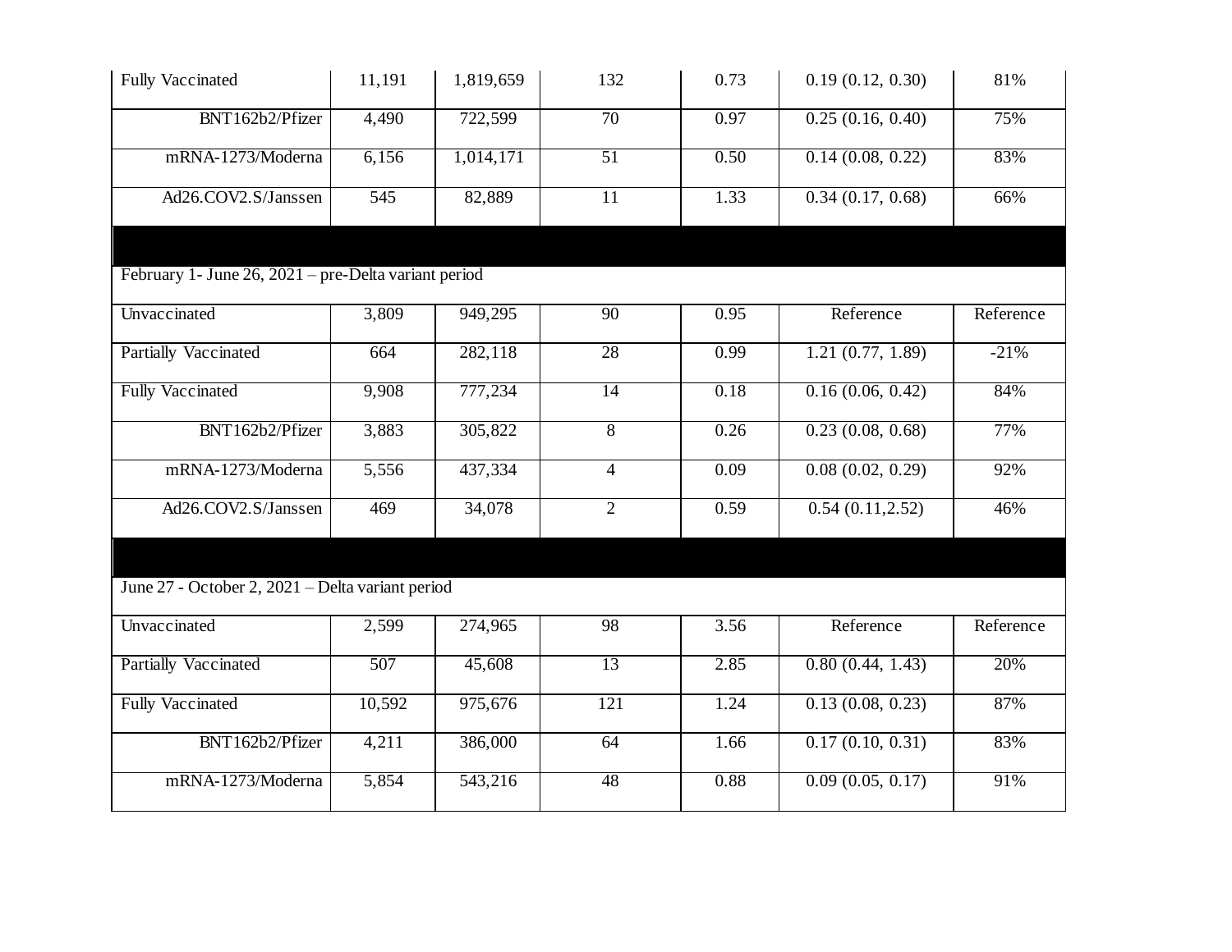| | | | | | | |
|---|---|---|---|---|---|---|
| Fully Vaccinated | 11,191 | 1,819,659 | 132 | 0.73 | 0.19 (0.12, 0.30) | 81% |
| BNT162b2/Pfizer | 4,490 | 722,599 | 70 | 0.97 | 0.25 (0.16, 0.40) | 75% |
| mRNA-1273/Moderna | 6,156 | 1,014,171 | 51 | 0.50 | 0.14 (0.08, 0.22) | 83% |
| Ad26.COV2.S/Janssen | 545 | 82,889 | 11 | 1.33 | 0.34 (0.17, 0.68) | 66% |
| | | | | | | |
| February 1- June 26, 2021 – pre-Delta variant period | | | | | | |
| Unvaccinated | 3,809 | 949,295 | 90 | 0.95 | Reference | Reference |
| Partially Vaccinated | 664 | 282,118 | 28 | 0.99 | 1.21 (0.77, 1.89) | -21% |
| Fully Vaccinated | 9,908 | 777,234 | 14 | 0.18 | 0.16 (0.06, 0.42) | 84% |
| BNT162b2/Pfizer | 3,883 | 305,822 | 8 | 0.26 | 0.23 (0.08, 0.68) | 77% |
| mRNA-1273/Moderna | 5,556 | 437,334 | 4 | 0.09 | 0.08 (0.02, 0.29) | 92% |
| Ad26.COV2.S/Janssen | 469 | 34,078 | 2 | 0.59 | 0.54 (0.11,2.52) | 46% |
| | | | | | | |
| June 27 - October 2, 2021 – Delta variant period | | | | | | |
| Unvaccinated | 2,599 | 274,965 | 98 | 3.56 | Reference | Reference |
| Partially Vaccinated | 507 | 45,608 | 13 | 2.85 | 0.80 (0.44, 1.43) | 20% |
| Fully Vaccinated | 10,592 | 975,676 | 121 | 1.24 | 0.13 (0.08, 0.23) | 87% |
| BNT162b2/Pfizer | 4,211 | 386,000 | 64 | 1.66 | 0.17 (0.10, 0.31) | 83% |
| mRNA-1273/Moderna | 5,854 | 543,216 | 48 | 0.88 | 0.09 (0.05, 0.17) | 91% |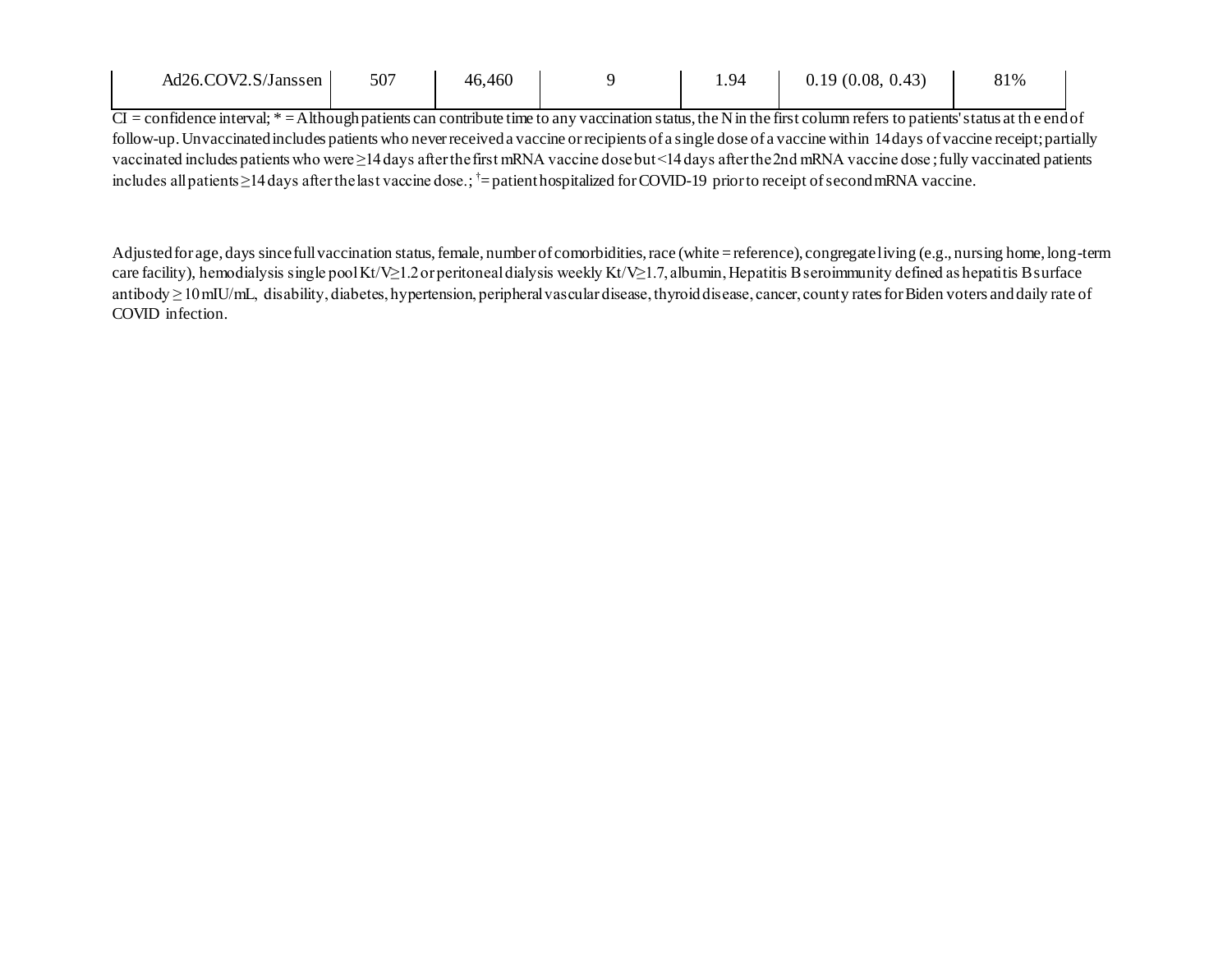| Ad26.COV2.S/Janssen | 507 | 46,460 | 9 | 1.94 | 0.19 (0.08, 0.43) | 81% |
| --- | --- | --- | --- | --- | --- | --- |

CI = confidence interval; * = Although patients can contribute time to any vaccination status, the N in the first column refers to patients' status at the end of follow-up. Unvaccinated includes patients who never received a vaccine or recipients of a single dose of a vaccine within 14 days of vaccine receipt; partially vaccinated includes patients who were ≥14 days after the first mRNA vaccine dose but <14 days after the 2nd mRNA vaccine dose; fully vaccinated patients includes all patients ≥14 days after the last vaccine dose.; † = patient hospitalized for COVID-19 prior to receipt of second mRNA vaccine.

Adjusted for age, days since full vaccination status, female, number of comorbidities, race (white = reference), congregate living (e.g., nursing home, long-term care facility), hemodialysis single pool Kt/V≥1.2 or peritoneal dialysis weekly Kt/V≥1.7, albumin, Hepatitis B seroimmunity defined as hepatitis B surface antibody ≥ 10 mIU/mL, disability, diabetes, hypertension, peripheral vascular disease, thyroid disease, cancer, county rates for Biden voters and daily rate of COVID infection.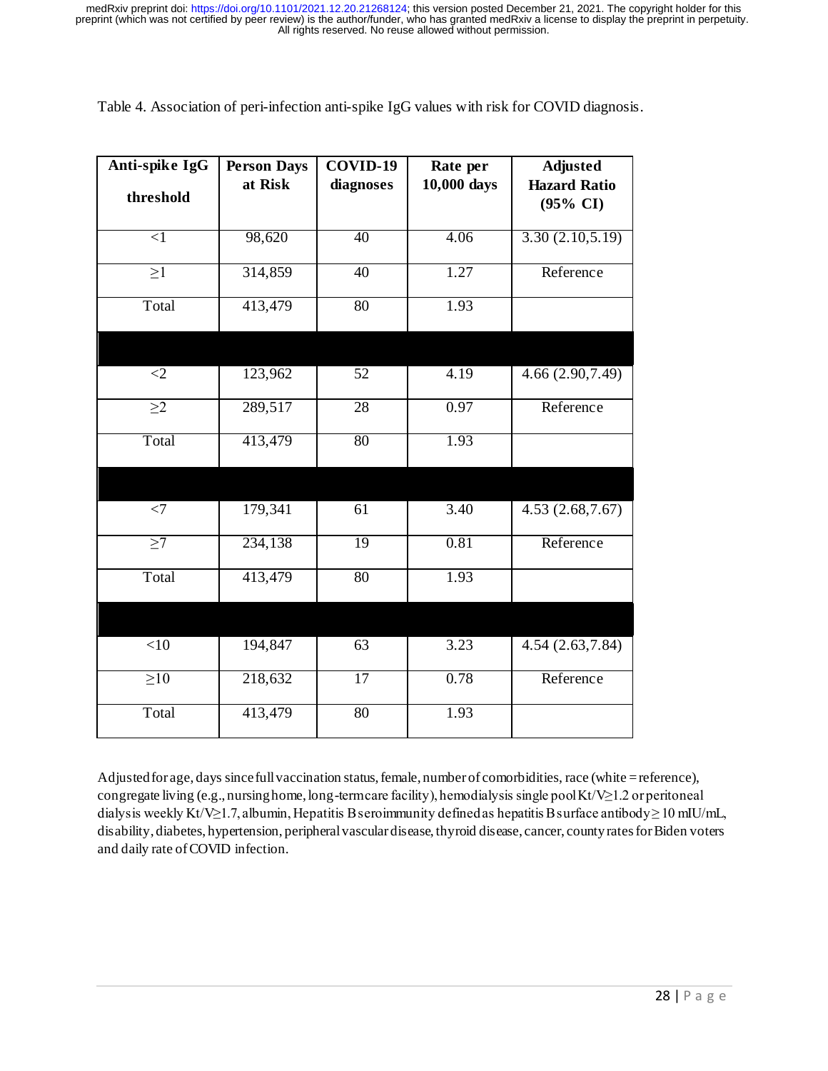Table 4. Association of peri-infection anti-spike IgG values with risk for COVID diagnosis.

| Anti-spike IgG threshold | Person Days at Risk | COVID-19 diagnoses | Rate per 10,000 days | Adjusted Hazard Ratio (95% CI) |
|---|---|---|---|---|
| <1 | 98,620 | 40 | 4.06 | 3.30 (2.10,5.19) |
| ≥1 | 314,859 | 40 | 1.27 | Reference |
| Total | 413,479 | 80 | 1.93 | |
| | | | | |
| <2 | 123,962 | 52 | 4.19 | 4.66 (2.90,7.49) |
| ≥2 | 289,517 | 28 | 0.97 | Reference |
| Total | 413,479 | 80 | 1.93 | |
| | | | | |
| <7 | 179,341 | 61 | 3.40 | 4.53 (2.68,7.67) |
| ≥7 | 234,138 | 19 | 0.81 | Reference |
| Total | 413,479 | 80 | 1.93 | |
| | | | | |
| <10 | 194,847 | 63 | 3.23 | 4.54 (2.63,7.84) |
| ≥10 | 218,632 | 17 | 0.78 | Reference |
| Total | 413,479 | 80 | 1.93 | |

Adjusted for age, days since full vaccination status, female, number of comorbidities, race (white = reference), congregate living (e.g., nursing home, long-term care facility), hemodialysis single pool Kt/V≥1.2 or peritoneal dialysis weekly Kt/V≥1.7, albumin, Hepatitis B seroimmunity defined as hepatitis B surface antibody ≥ 10 mIU/mL, disability, diabetes, hypertension, peripheral vascular disease, thyroid disease, cancer, county rates for Biden voters and daily rate of COVID infection.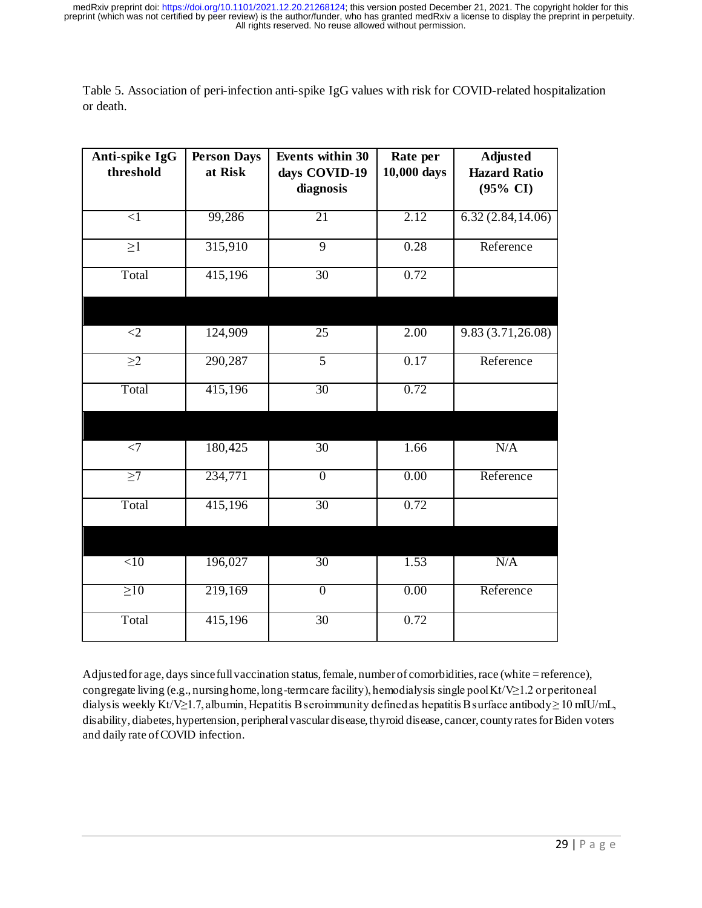Table 5. Association of peri-infection anti-spike IgG values with risk for COVID-related hospitalization or death.

| Anti-spike IgG threshold | Person Days at Risk | Events within 30 days COVID-19 diagnosis | Rate per 10,000 days | Adjusted Hazard Ratio (95% CI) |
|---|---|---|---|---|
| <1 | 99,286 | 21 | 2.12 | 6.32 (2.84,14.06) |
| ≥1 | 315,910 | 9 | 0.28 | Reference |
| Total | 415,196 | 30 | 0.72 | |
| | | | | |
| <2 | 124,909 | 25 | 2.00 | 9.83 (3.71,26.08) |
| ≥2 | 290,287 | 5 | 0.17 | Reference |
| Total | 415,196 | 30 | 0.72 | |
| | | | | |
| <7 | 180,425 | 30 | 1.66 | N/A |
| ≥7 | 234,771 | 0 | 0.00 | Reference |
| Total | 415,196 | 30 | 0.72 | |
| | | | | |
| <10 | 196,027 | 30 | 1.53 | N/A |
| ≥10 | 219,169 | 0 | 0.00 | Reference |
| Total | 415,196 | 30 | 0.72 | |

Adjusted for age, days since full vaccination status, female, number of comorbidities, race (white = reference), congregate living (e.g., nursing home, long-term care facility), hemodialysis single pool Kt/V≥1.2 or peritoneal dialysis weekly Kt/V≥1.7, albumin, Hepatitis B seroimmunity defined as hepatitis B surface antibody ≥ 10 mIU/mL, disability, diabetes, hypertension, peripheral vascular disease, thyroid disease, cancer, county rates for Biden voters and daily rate of COVID infection.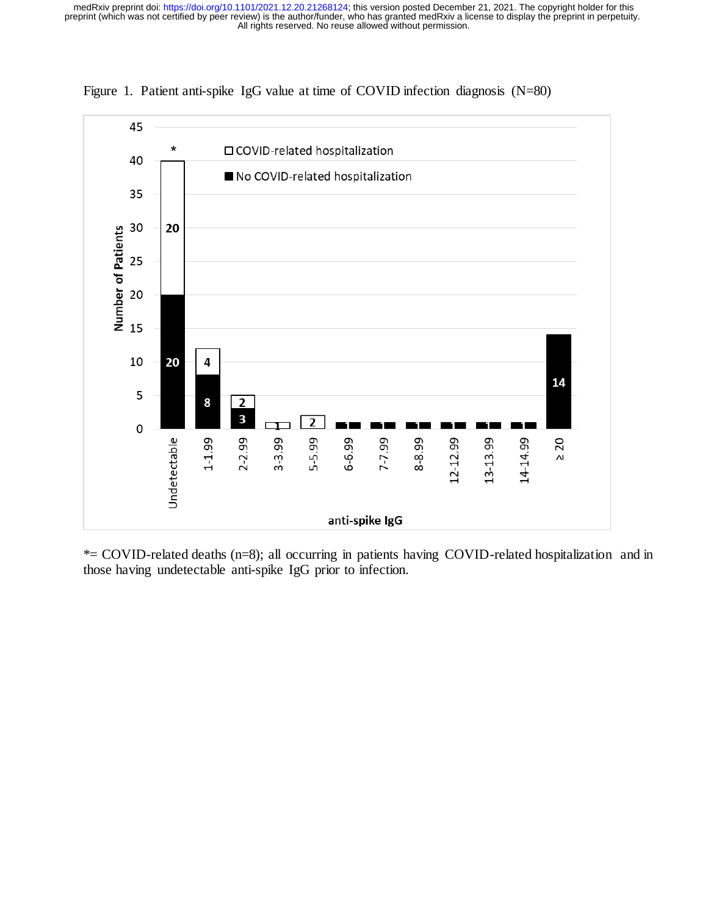Figure 1. Patient anti-spike IgG value at time of COVID infection diagnosis (N=80)

45
40
35
30
25
20
15
10
5
0

Number of Patients

*

☐ COVID-related hospitalization

■ No COVID-related hospitalization

20
20
4
8
2
3
1
2
1
1
1
1
1
1
14

Undetectable
1-1.99
2-2.99
3-3.99
5-5.99
6-6.99
7-7.99
8-8.99
12-12.99
13-13.99
14-14.99
≥ 20

anti-spike IgG

*= COVID-related deaths (n=8); all occurring in patients having COVID-related hospitalization and in those having undetectable anti-spike IgG prior to infection.